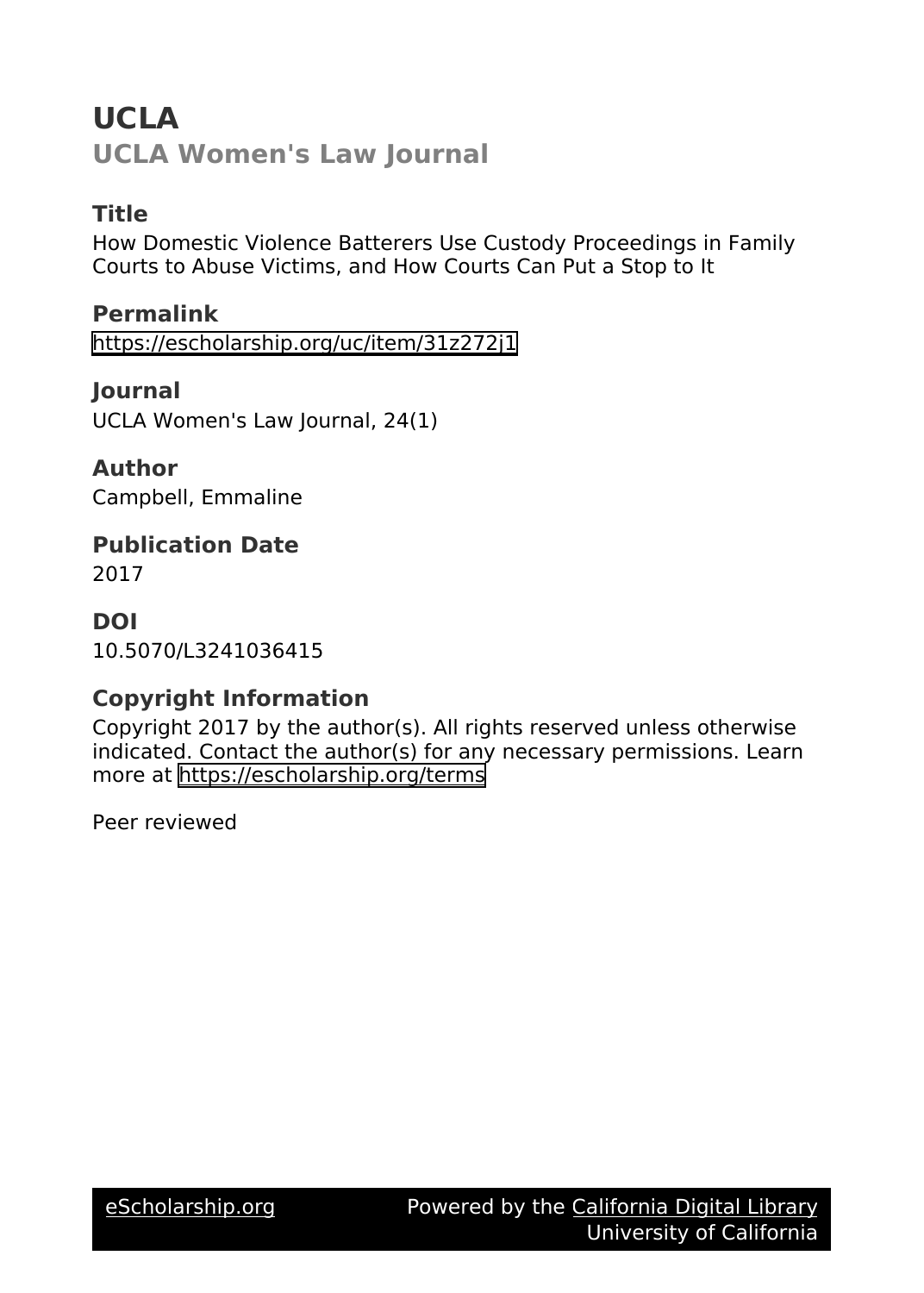# UCLA

## UCLA Women's Law Journal

### Title

How Domestic Violence Batterers Use Custody Proceedings in Family Courts to Abuse Victims, and How Courts Can Put a Stop to It

### Permalink

https://escholarship.org/uc/item/31z272j1

### Journal

UCLA Women's Law Journal, 24(1)

### Author

Campbell, Emmaline

### Publication Date

2017

### DOI

10.5070/L3241036415

### Copyright Information

Copyright 2017 by the author(s). All rights reserved unless otherwise indicated. Contact the author(s) for any necessary permissions. Learn more at https://escholarship.org/terms

Peer reviewed

eScholarship.org Powered by the California Digital Library University of California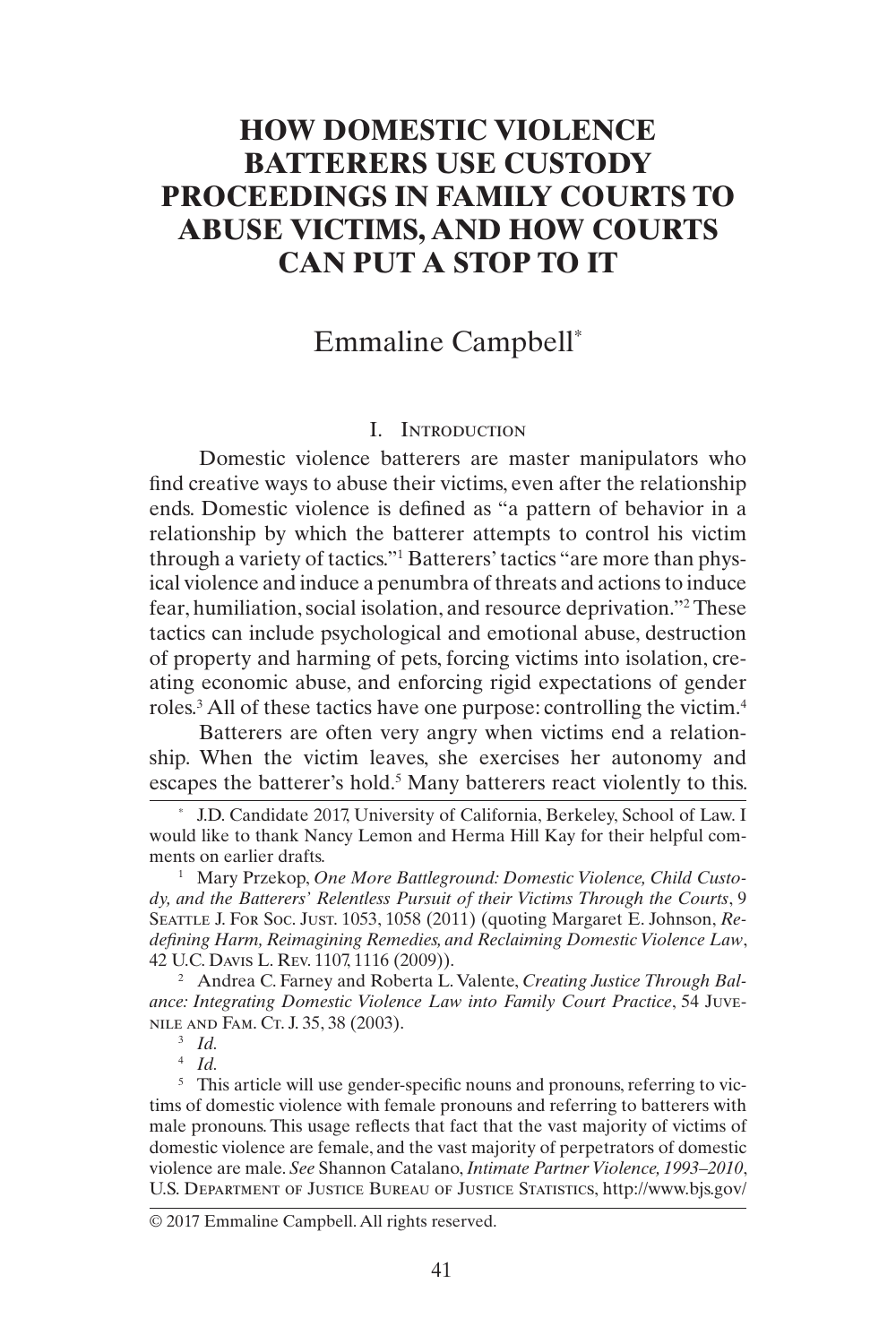# HOW DOMESTIC VIOLENCE BATTERERS USE CUSTODY PROCEEDINGS IN FAMILY COURTS TO ABUSE VICTIMS, AND HOW COURTS CAN PUT A STOP TO IT

Emmaline Campbell[*]

## I. Introduction

Domestic violence batterers are master manipulators who find creative ways to abuse their victims, even after the relationship ends. Domestic violence is defined as "a pattern of behavior in a relationship by which the batterer attempts to control his victim through a variety of tactics."[1] Batterers' tactics "are more than physical violence and induce a penumbra of threats and actions to induce fear, humiliation, social isolation, and resource deprivation."[2] These tactics can include psychological and emotional abuse, destruction of property and harming of pets, forcing victims into isolation, creating economic abuse, and enforcing rigid expectations of gender roles.[3] All of these tactics have one purpose: controlling the victim.[4]

Batterers are often very angry when victims end a relationship. When the victim leaves, she exercises her autonomy and escapes the batterer's hold.[5] Many batterers react violently to this.

---

[*] J.D. Candidate 2017, University of California, Berkeley, School of Law. I would like to thank Nancy Lemon and Herma Hill Kay for their helpful comments on earlier drafts.

[1] Mary Przekop, *One More Battleground: Domestic Violence, Child Custody, and the Batterers' Relentless Pursuit of their Victims Through the Courts*, 9 Seattle J. For Soc. Just. 1053, 1058 (2011) (quoting Margaret E. Johnson, *Redefining Harm, Reimagining Remedies, and Reclaiming Domestic Violence Law*, 42 U.C. Davis L. Rev. 1107, 1116 (2009)).

[2] Andrea C. Farney and Roberta L. Valente, *Creating Justice Through Balance: Integrating Domestic Violence Law into Family Court Practice*, 54 Juvenile and Fam. Ct. J. 35, 38 (2003).

[3] *Id.*

[4] *Id.*

[5] This article will use gender-specific nouns and pronouns, referring to victims of domestic violence with female pronouns and referring to batterers with male pronouns. This usage reflects that fact that the vast majority of victims of domestic violence are female, and the vast majority of perpetrators of domestic violence are male. *See* Shannon Catalano, *Intimate Partner Violence, 1993–2010*, U.S. Department of Justice Bureau of Justice Statistics, http://www.bjs.gov/

© 2017 Emmaline Campbell. All rights reserved.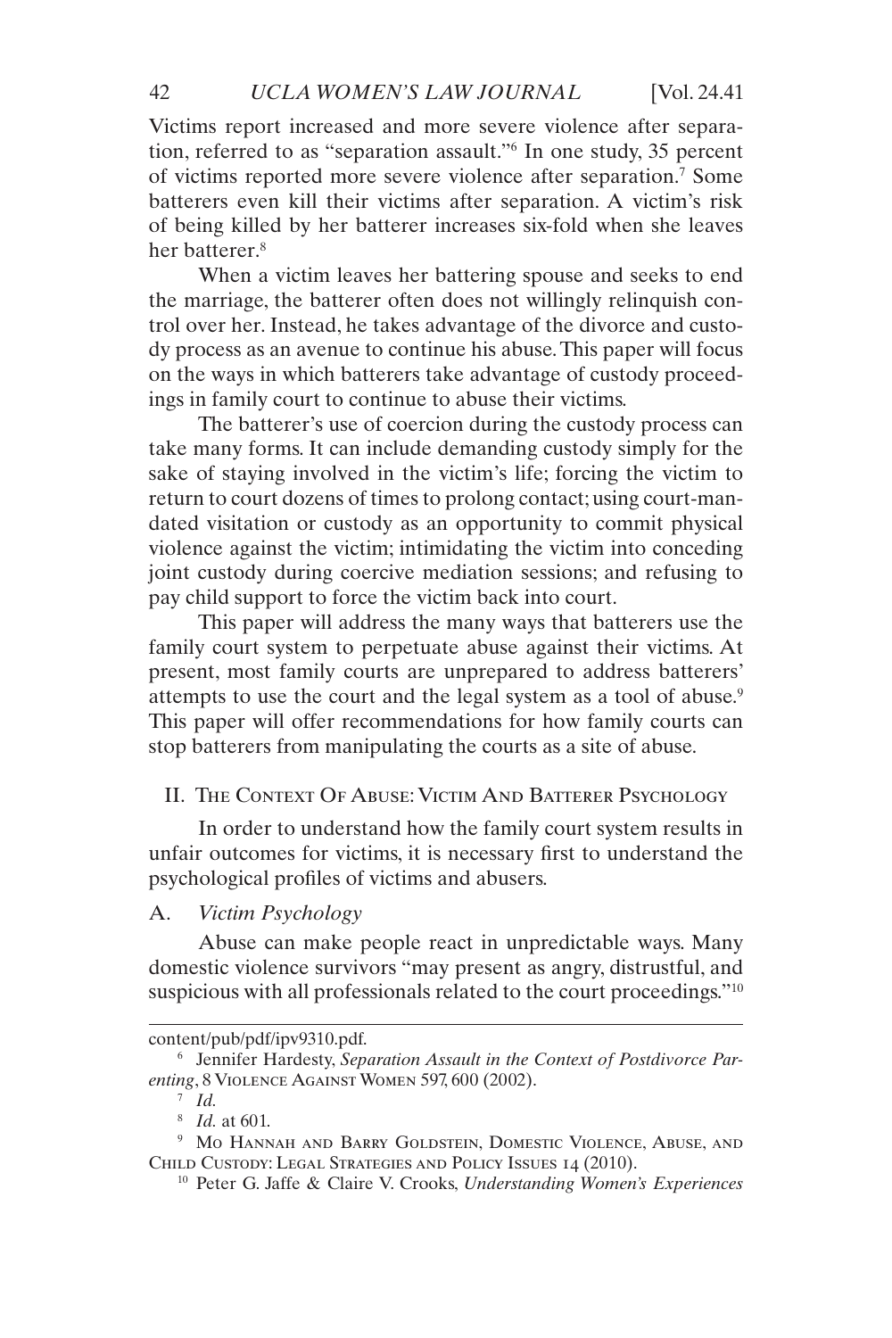Victims report increased and more severe violence after separation, referred to as "separation assault."[6] In one study, 35 percent of victims reported more severe violence after separation.[7] Some batterers even kill their victims after separation. A victim's risk of being killed by her batterer increases six-fold when she leaves her batterer.[8]

When a victim leaves her battering spouse and seeks to end the marriage, the batterer often does not willingly relinquish control over her. Instead, he takes advantage of the divorce and custody process as an avenue to continue his abuse. This paper will focus on the ways in which batterers take advantage of custody proceedings in family court to continue to abuse their victims.

The batterer's use of coercion during the custody process can take many forms. It can include demanding custody simply for the sake of staying involved in the victim's life; forcing the victim to return to court dozens of times to prolong contact; using court-mandated visitation or custody as an opportunity to commit physical violence against the victim; intimidating the victim into conceding joint custody during coercive mediation sessions; and refusing to pay child support to force the victim back into court.

This paper will address the many ways that batterers use the family court system to perpetuate abuse against their victims. At present, most family courts are unprepared to address batterers' attempts to use the court and the legal system as a tool of abuse.[9] This paper will offer recommendations for how family courts can stop batterers from manipulating the courts as a site of abuse.

## II. The Context Of Abuse: Victim And Batterer Psychology

In order to understand how the family court system results in unfair outcomes for victims, it is necessary first to understand the psychological profiles of victims and abusers.

### A. *Victim Psychology*

Abuse can make people react in unpredictable ways. Many domestic violence survivors "may present as angry, distrustful, and suspicious with all professionals related to the court proceedings."[10]

---

content/pub/pdf/ipv9310.pdf.

[6] Jennifer Hardesty, *Separation Assault in the Context of Postdivorce Parenting*, 8 Violence Against Women 597, 600 (2002).

[7] *Id.*

[8] *Id.* at 601.

[9] Mo Hannah and Barry Goldstein, Domestic Violence, Abuse, and Child Custody: Legal Strategies and Policy Issues 14 (2010).

[10] Peter G. Jaffe & Claire V. Crooks, *Understanding Women's Experiences*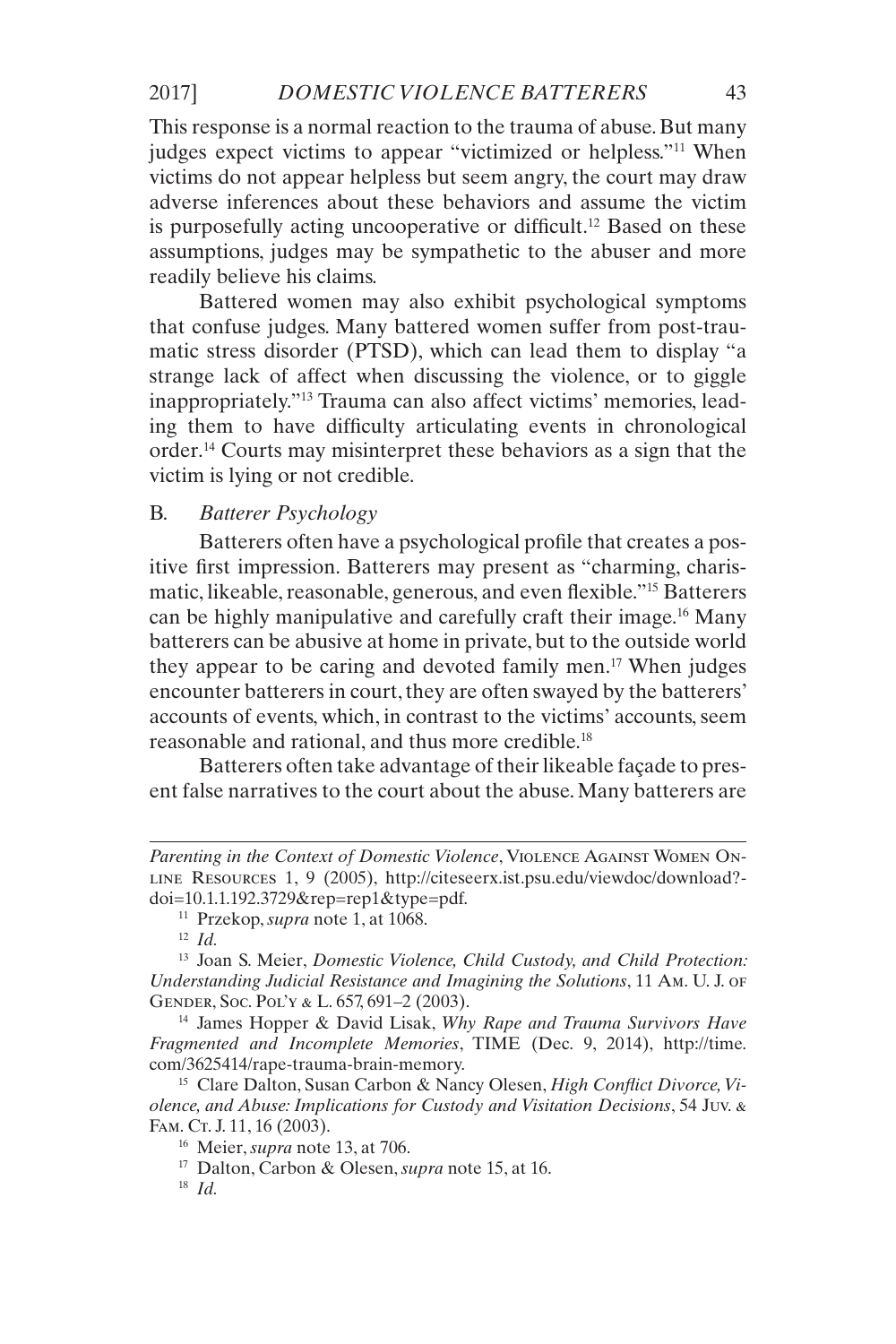This response is a normal reaction to the trauma of abuse. But many judges expect victims to appear "victimized or helpless."[11] When victims do not appear helpless but seem angry, the court may draw adverse inferences about these behaviors and assume the victim is purposefully acting uncooperative or difficult.[12] Based on these assumptions, judges may be sympathetic to the abuser and more readily believe his claims.

Battered women may also exhibit psychological symptoms that confuse judges. Many battered women suffer from post-traumatic stress disorder (PTSD), which can lead them to display "a strange lack of affect when discussing the violence, or to giggle inappropriately."[13] Trauma can also affect victims' memories, leading them to have difficulty articulating events in chronological order.[14] Courts may misinterpret these behaviors as a sign that the victim is lying or not credible.

### B. *Batterer Psychology*

Batterers often have a psychological profile that creates a positive first impression. Batterers may present as "charming, charismatic, likeable, reasonable, generous, and even flexible."[15] Batterers can be highly manipulative and carefully craft their image.[16] Many batterers can be abusive at home in private, but to the outside world they appear to be caring and devoted family men.[17] When judges encounter batterers in court, they are often swayed by the batterers' accounts of events, which, in contrast to the victims' accounts, seem reasonable and rational, and thus more credible.[18]

Batterers often take advantage of their likeable façade to present false narratives to the court about the abuse. Many batterers are

---

*Parenting in the Context of Domestic Violence*, Violence Against Women Online Resources 1, 9 (2005), http://citeseerx.ist.psu.edu/viewdoc/download?doi=10.1.1.192.3729&rep=rep1&type=pdf.

[11] Przekop, *supra* note 1, at 1068.

[12] *Id.*

[13] Joan S. Meier, *Domestic Violence, Child Custody, and Child Protection: Understanding Judicial Resistance and Imagining the Solutions*, 11 Am. U. J. of Gender, Soc. Pol'y & L. 657, 691–2 (2003).

[14] James Hopper & David Lisak, *Why Rape and Trauma Survivors Have Fragmented and Incomplete Memories*, TIME (Dec. 9, 2014), http://time.com/3625414/rape-trauma-brain-memory.

[15] Clare Dalton, Susan Carbon & Nancy Olesen, *High Conflict Divorce, Violence, and Abuse: Implications for Custody and Visitation Decisions*, 54 Juv. & Fam. Ct. J. 11, 16 (2003).

[16] Meier, *supra* note 13, at 706.

[17] Dalton, Carbon & Olesen, *supra* note 15, at 16.

[18] *Id.*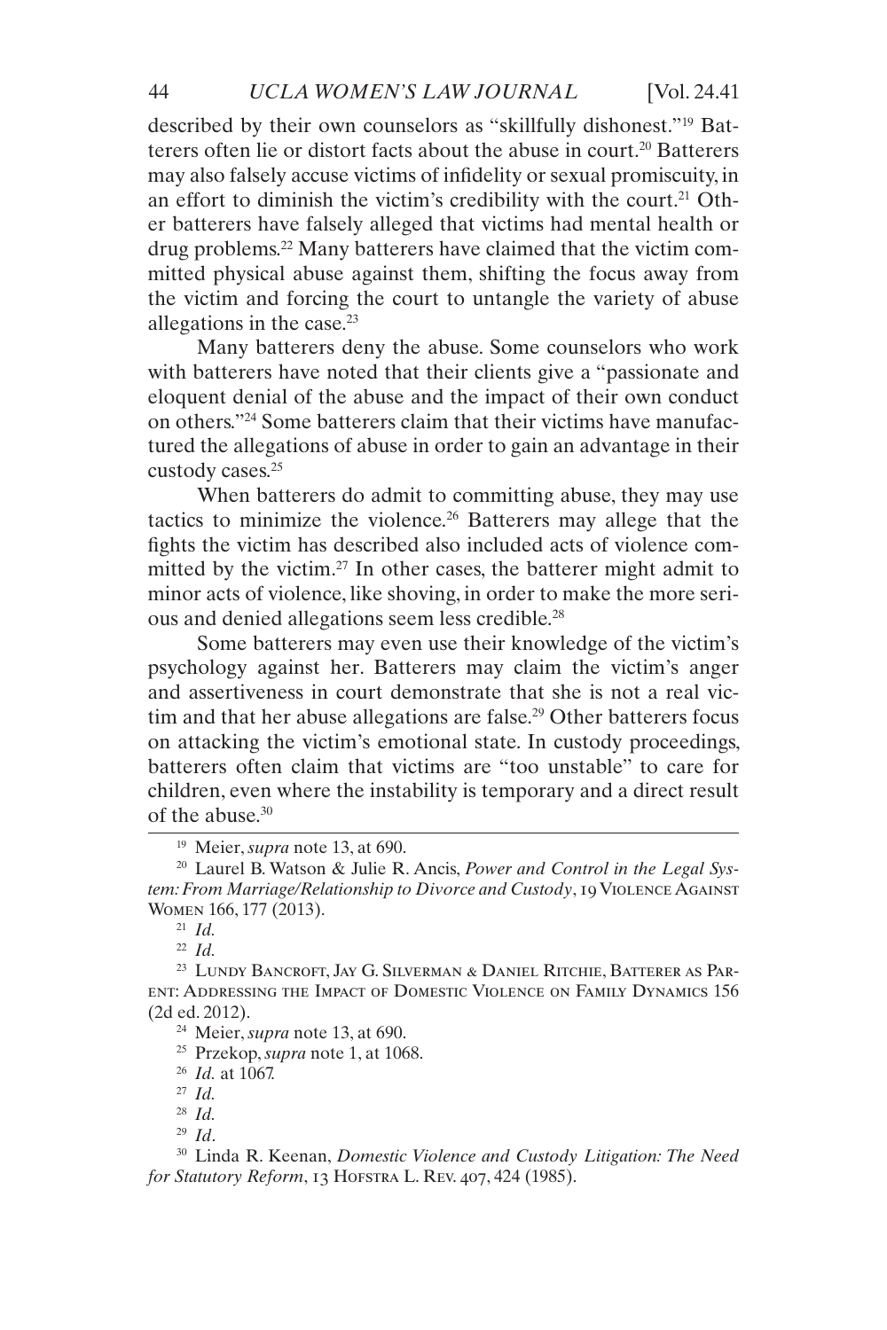described by their own counselors as "skillfully dishonest."[19] Batterers often lie or distort facts about the abuse in court.[20] Batterers may also falsely accuse victims of infidelity or sexual promiscuity, in an effort to diminish the victim's credibility with the court.[21] Other batterers have falsely alleged that victims had mental health or drug problems.[22] Many batterers have claimed that the victim committed physical abuse against them, shifting the focus away from the victim and forcing the court to untangle the variety of abuse allegations in the case.[23]

Many batterers deny the abuse. Some counselors who work with batterers have noted that their clients give a "passionate and eloquent denial of the abuse and the impact of their own conduct on others."[24] Some batterers claim that their victims have manufactured the allegations of abuse in order to gain an advantage in their custody cases.[25]

When batterers do admit to committing abuse, they may use tactics to minimize the violence.[26] Batterers may allege that the fights the victim has described also included acts of violence committed by the victim.[27] In other cases, the batterer might admit to minor acts of violence, like shoving, in order to make the more serious and denied allegations seem less credible.[28]

Some batterers may even use their knowledge of the victim's psychology against her. Batterers may claim the victim's anger and assertiveness in court demonstrate that she is not a real victim and that her abuse allegations are false.[29] Other batterers focus on attacking the victim's emotional state. In custody proceedings, batterers often claim that victims are "too unstable" to care for children, even where the instability is temporary and a direct result of the abuse.[30]

---

[19] Meier, *supra* note 13, at 690.

[20] Laurel B. Watson & Julie R. Ancis, *Power and Control in the Legal System: From Marriage/Relationship to Divorce and Custody*, 19 Violence Against Women 166, 177 (2013).

[21] *Id.*

[22] *Id.*

[23] Lundy Bancroft, Jay G. Silverman & Daniel Ritchie, Batterer as Parent: Addressing the Impact of Domestic Violence on Family Dynamics 156 (2d ed. 2012).

[24] Meier, *supra* note 13, at 690.

[25] Przekop, *supra* note 1, at 1068.

[26] *Id.* at 1067.

[27] *Id.*

[28] *Id.*

[29] *Id*.

[30] Linda R. Keenan, *Domestic Violence and Custody Litigation: The Need for Statutory Reform*, 13 Hofstra L. Rev. 407, 424 (1985).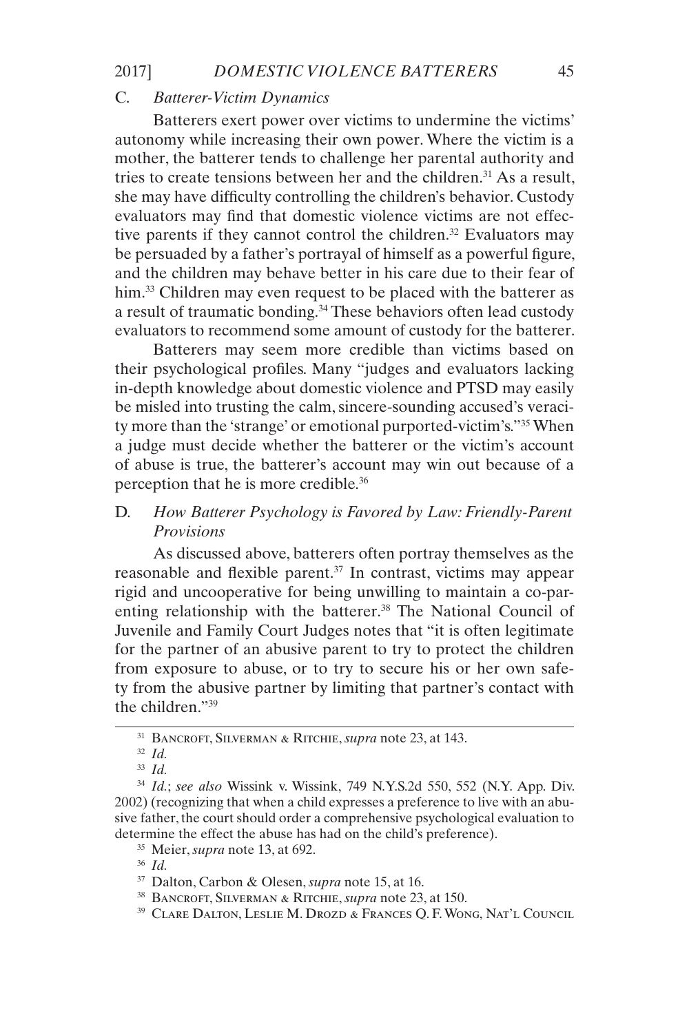### C. *Batterer-Victim Dynamics*

Batterers exert power over victims to undermine the victims' autonomy while increasing their own power. Where the victim is a mother, the batterer tends to challenge her parental authority and tries to create tensions between her and the children.[31] As a result, she may have difficulty controlling the children's behavior. Custody evaluators may find that domestic violence victims are not effective parents if they cannot control the children.[32] Evaluators may be persuaded by a father's portrayal of himself as a powerful figure, and the children may behave better in his care due to their fear of him.[33] Children may even request to be placed with the batterer as a result of traumatic bonding.[34] These behaviors often lead custody evaluators to recommend some amount of custody for the batterer.

Batterers may seem more credible than victims based on their psychological profiles. Many "judges and evaluators lacking in-depth knowledge about domestic violence and PTSD may easily be misled into trusting the calm, sincere-sounding accused's veracity more than the 'strange' or emotional purported-victim's."[35] When a judge must decide whether the batterer or the victim's account of abuse is true, the batterer's account may win out because of a perception that he is more credible.[36]

### D. *How Batterer Psychology is Favored by Law: Friendly-Parent Provisions*

As discussed above, batterers often portray themselves as the reasonable and flexible parent.[37] In contrast, victims may appear rigid and uncooperative for being unwilling to maintain a co-parenting relationship with the batterer.[38] The National Council of Juvenile and Family Court Judges notes that "it is often legitimate for the partner of an abusive parent to try to protect the children from exposure to abuse, or to try to secure his or her own safety from the abusive partner by limiting that partner's contact with the children."[39]

---

[31] Bancroft, Silverman & Ritchie, *supra* note 23, at 143.

[32] *Id.*

[33] *Id.*

[34] *Id.*; *see also* Wissink v. Wissink, 749 N.Y.S.2d 550, 552 (N.Y. App. Div. 2002) (recognizing that when a child expresses a preference to live with an abusive father, the court should order a comprehensive psychological evaluation to determine the effect the abuse has had on the child's preference).

[35] Meier, *supra* note 13, at 692.

[36] *Id.*

[37] Dalton, Carbon & Olesen, *supra* note 15, at 16.

[38] Bancroft, Silverman & Ritchie, *supra* note 23, at 150.

[39] Clare Dalton, Leslie M. Drozd & Frances Q. F. Wong, Nat'l Council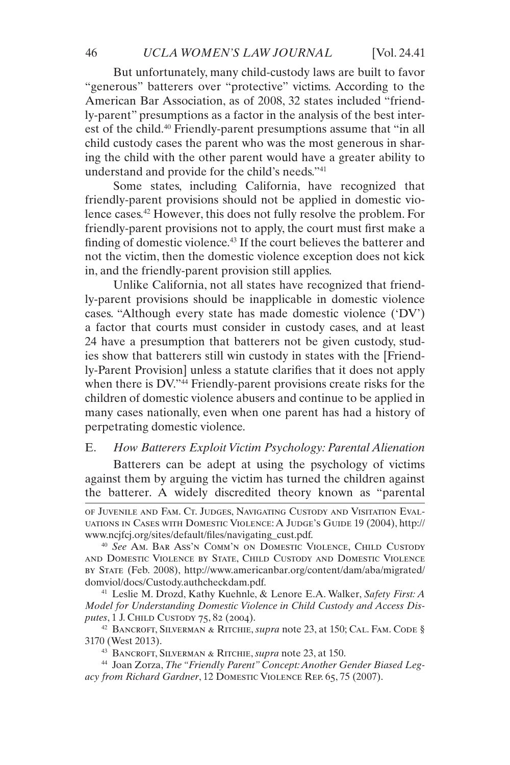But unfortunately, many child-custody laws are built to favor "generous" batterers over "protective" victims. According to the American Bar Association, as of 2008, 32 states included "friendly-parent" presumptions as a factor in the analysis of the best interest of the child.[40] Friendly-parent presumptions assume that "in all child custody cases the parent who was the most generous in sharing the child with the other parent would have a greater ability to understand and provide for the child's needs."[41]

Some states, including California, have recognized that friendly-parent provisions should not be applied in domestic violence cases.[42] However, this does not fully resolve the problem. For friendly-parent provisions not to apply, the court must first make a finding of domestic violence.[43] If the court believes the batterer and not the victim, then the domestic violence exception does not kick in, and the friendly-parent provision still applies.

Unlike California, not all states have recognized that friendly-parent provisions should be inapplicable in domestic violence cases. "Although every state has made domestic violence ('DV') a factor that courts must consider in custody cases, and at least 24 have a presumption that batterers not be given custody, studies show that batterers still win custody in states with the [Friendly-Parent Provision] unless a statute clarifies that it does not apply when there is DV."[44] Friendly-parent provisions create risks for the children of domestic violence abusers and continue to be applied in many cases nationally, even when one parent has had a history of perpetrating domestic violence.

### E. *How Batterers Exploit Victim Psychology: Parental Alienation*

Batterers can be adept at using the psychology of victims against them by arguing the victim has turned the children against the batterer. A widely discredited theory known as "parental

---

of Juvenile and Fam. Ct. Judges, Navigating Custody and Visitation Evaluations in Cases with Domestic Violence: A Judge's Guide 19 (2004), http://www.ncjfcj.org/sites/default/files/navigating_cust.pdf.

[40] *See* Am. Bar Ass'n Comm'n on Domestic Violence, Child Custody and Domestic Violence by State, Child Custody and Domestic Violence by State (Feb. 2008), http://www.americanbar.org/content/dam/aba/migrated/domviol/docs/Custody.authcheckdam.pdf.

[41] Leslie M. Drozd, Kathy Kuehnle, & Lenore E.A. Walker, *Safety First: A Model for Understanding Domestic Violence in Child Custody and Access Disputes*, 1 J. Child Custody 75, 82 (2004).

[42] Bancroft, Silverman & Ritchie, *supra* note 23, at 150; Cal. Fam. Code § 3170 (West 2013).

[43] Bancroft, Silverman & Ritchie, *supra* note 23, at 150.

[44] Joan Zorza, *The "Friendly Parent" Concept: Another Gender Biased Legacy from Richard Gardner*, 12 Domestic Violence Rep. 65, 75 (2007).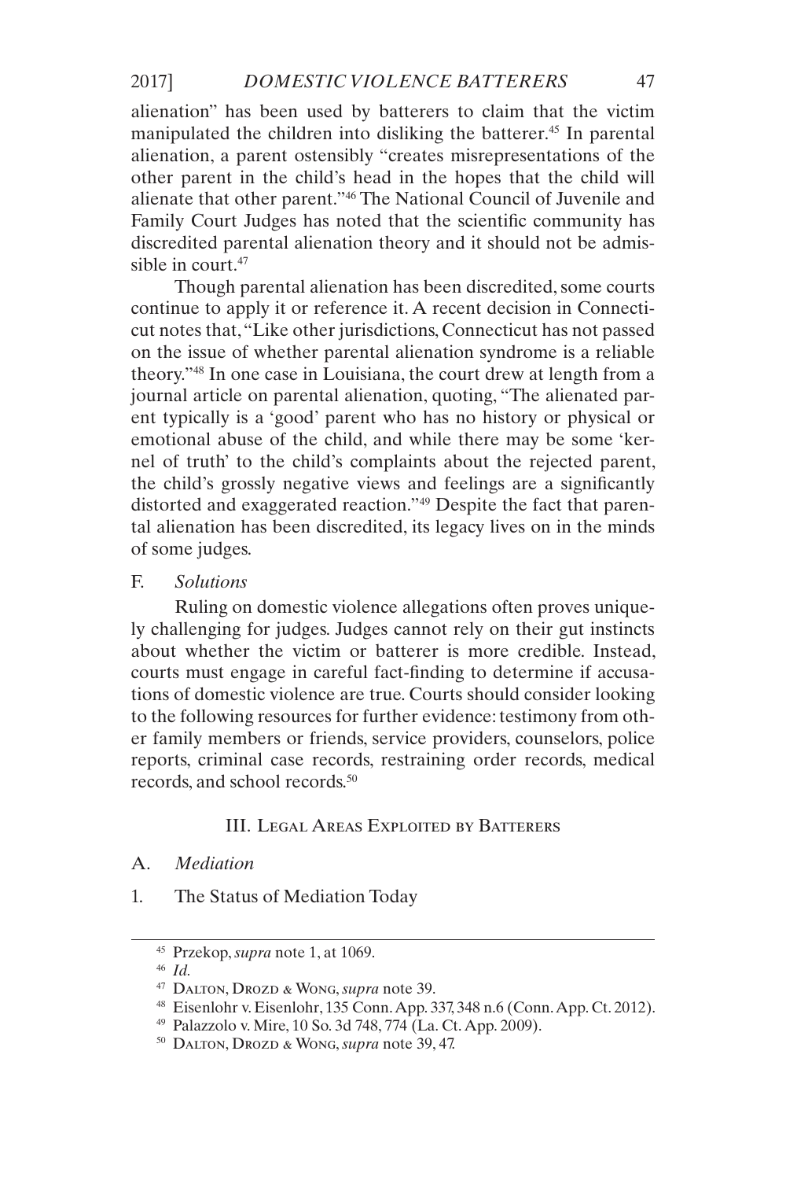alienation" has been used by batterers to claim that the victim manipulated the children into disliking the batterer.[45] In parental alienation, a parent ostensibly "creates misrepresentations of the other parent in the child's head in the hopes that the child will alienate that other parent."[46] The National Council of Juvenile and Family Court Judges has noted that the scientific community has discredited parental alienation theory and it should not be admissible in court.[47]

Though parental alienation has been discredited, some courts continue to apply it or reference it. A recent decision in Connecticut notes that, "Like other jurisdictions, Connecticut has not passed on the issue of whether parental alienation syndrome is a reliable theory."[48] In one case in Louisiana, the court drew at length from a journal article on parental alienation, quoting, "The alienated parent typically is a 'good' parent who has no history or physical or emotional abuse of the child, and while there may be some 'kernel of truth' to the child's complaints about the rejected parent, the child's grossly negative views and feelings are a significantly distorted and exaggerated reaction."[49] Despite the fact that parental alienation has been discredited, its legacy lives on in the minds of some judges.

### F. *Solutions*

Ruling on domestic violence allegations often proves uniquely challenging for judges. Judges cannot rely on their gut instincts about whether the victim or batterer is more credible. Instead, courts must engage in careful fact-finding to determine if accusations of domestic violence are true. Courts should consider looking to the following resources for further evidence: testimony from other family members or friends, service providers, counselors, police reports, criminal case records, restraining order records, medical records, and school records.[50]

## III. Legal Areas Exploited by Batterers

### A. *Mediation*

#### 1. The Status of Mediation Today

---

[45] Przekop, *supra* note 1, at 1069.

[46] *Id.*

[47] Dalton, Drozd & Wong, *supra* note 39.

[48] Eisenlohr v. Eisenlohr, 135 Conn. App. 337, 348 n.6 (Conn. App. Ct. 2012).

[49] Palazzolo v. Mire, 10 So. 3d 748, 774 (La. Ct. App. 2009).

[50] Dalton, Drozd & Wong, *supra* note 39, 47.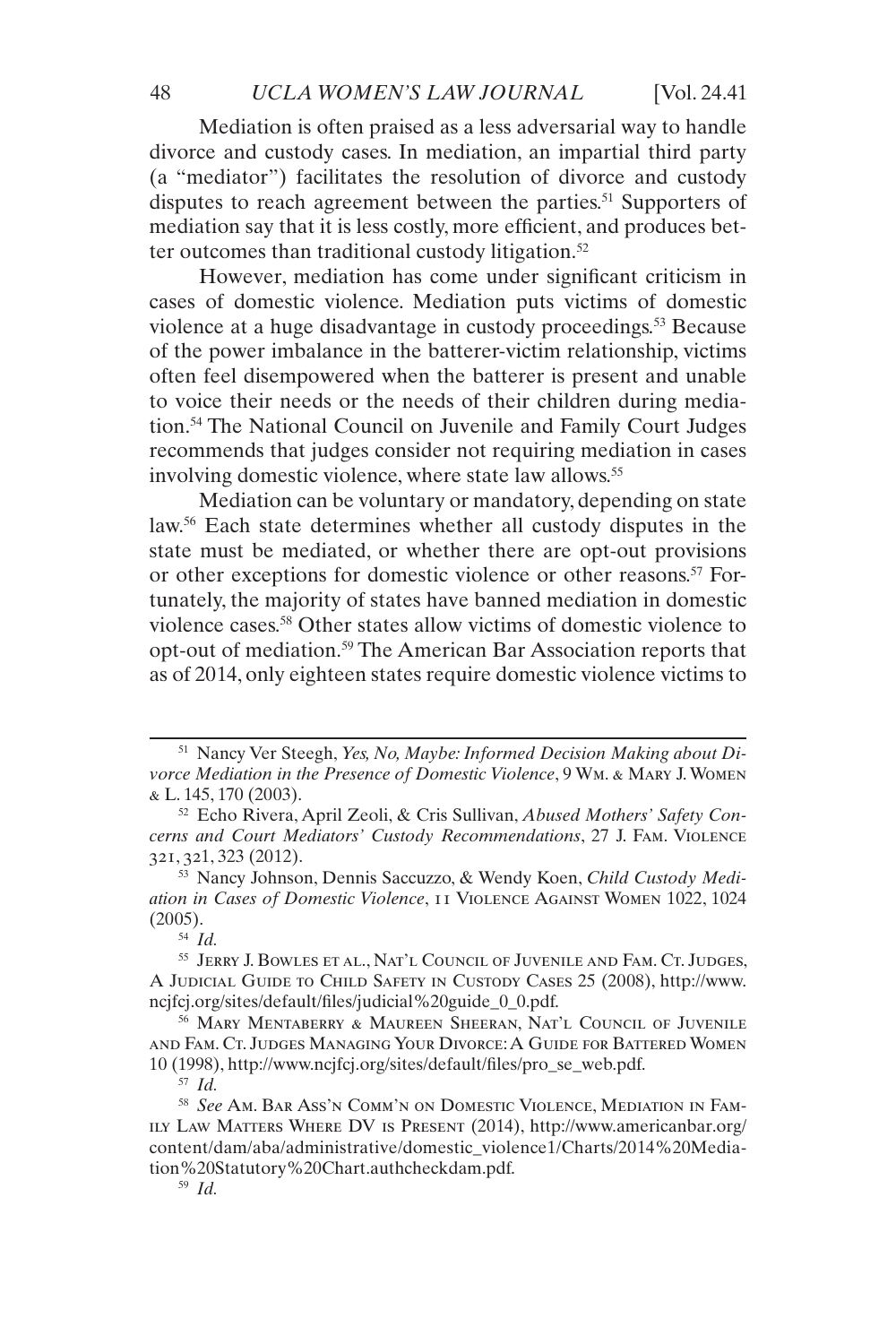Mediation is often praised as a less adversarial way to handle divorce and custody cases. In mediation, an impartial third party (a "mediator") facilitates the resolution of divorce and custody disputes to reach agreement between the parties.[51] Supporters of mediation say that it is less costly, more efficient, and produces better outcomes than traditional custody litigation.[52]

However, mediation has come under significant criticism in cases of domestic violence. Mediation puts victims of domestic violence at a huge disadvantage in custody proceedings.[53] Because of the power imbalance in the batterer-victim relationship, victims often feel disempowered when the batterer is present and unable to voice their needs or the needs of their children during mediation.[54] The National Council on Juvenile and Family Court Judges recommends that judges consider not requiring mediation in cases involving domestic violence, where state law allows.[55]

Mediation can be voluntary or mandatory, depending on state law.[56] Each state determines whether all custody disputes in the state must be mediated, or whether there are opt-out provisions or other exceptions for domestic violence or other reasons.[57] Fortunately, the majority of states have banned mediation in domestic violence cases.[58] Other states allow victims of domestic violence to opt-out of mediation.[59] The American Bar Association reports that as of 2014, only eighteen states require domestic violence victims to

---

[51] Nancy Ver Steegh, *Yes, No, Maybe: Informed Decision Making about Divorce Mediation in the Presence of Domestic Violence*, 9 Wm. & Mary J. Women & L. 145, 170 (2003).

[52] Echo Rivera, April Zeoli, & Cris Sullivan, *Abused Mothers' Safety Concerns and Court Mediators' Custody Recommendations*, 27 J. Fam. Violence 321, 321, 323 (2012).

[53] Nancy Johnson, Dennis Saccuzzo, & Wendy Koen, *Child Custody Mediation in Cases of Domestic Violence*, 11 Violence Against Women 1022, 1024 (2005).

[54] *Id.*

[55] Jerry J. Bowles et al., Nat'l Council of Juvenile and Fam. Ct. Judges, A Judicial Guide to Child Safety in Custody Cases 25 (2008), http://www.ncjfcj.org/sites/default/files/judicial%20guide_0_0.pdf.

[56] Mary Mentaberry & Maureen Sheeran, Nat'l Council of Juvenile and Fam. Ct. Judges Managing Your Divorce: A Guide for Battered Women 10 (1998), http://www.ncjfcj.org/sites/default/files/pro_se_web.pdf.

[57] *Id.*

[58] *See* Am. Bar Ass'n Comm'n on Domestic Violence, Mediation in Family Law Matters Where DV is Present (2014), http://www.americanbar.org/content/dam/aba/administrative/domestic_violence1/Charts/2014%20Mediation%20Statutory%20Chart.authcheckdam.pdf.

[59] *Id.*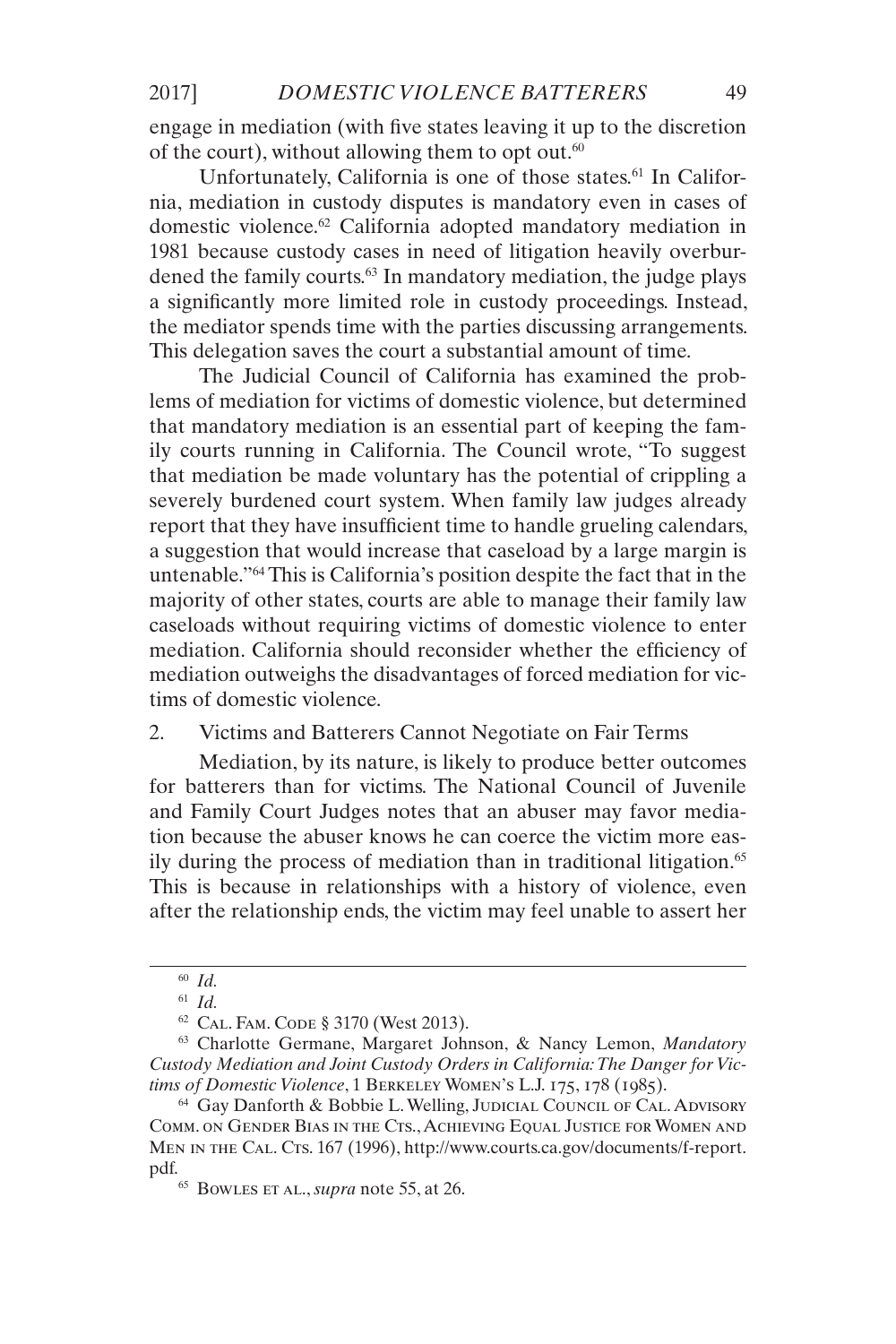engage in mediation (with five states leaving it up to the discretion of the court), without allowing them to opt out.[60]

Unfortunately, California is one of those states.[61] In California, mediation in custody disputes is mandatory even in cases of domestic violence.[62] California adopted mandatory mediation in 1981 because custody cases in need of litigation heavily overburdened the family courts.[63] In mandatory mediation, the judge plays a significantly more limited role in custody proceedings. Instead, the mediator spends time with the parties discussing arrangements. This delegation saves the court a substantial amount of time.

The Judicial Council of California has examined the problems of mediation for victims of domestic violence, but determined that mandatory mediation is an essential part of keeping the family courts running in California. The Council wrote, "To suggest that mediation be made voluntary has the potential of crippling a severely burdened court system. When family law judges already report that they have insufficient time to handle grueling calendars, a suggestion that would increase that caseload by a large margin is untenable."[64] This is California's position despite the fact that in the majority of other states, courts are able to manage their family law caseloads without requiring victims of domestic violence to enter mediation. California should reconsider whether the efficiency of mediation outweighs the disadvantages of forced mediation for victims of domestic violence.

### 2. Victims and Batterers Cannot Negotiate on Fair Terms

Mediation, by its nature, is likely to produce better outcomes for batterers than for victims. The National Council of Juvenile and Family Court Judges notes that an abuser may favor mediation because the abuser knows he can coerce the victim more easily during the process of mediation than in traditional litigation.[65] This is because in relationships with a history of violence, even after the relationship ends, the victim may feel unable to assert her

---

[60] *Id.*

[61] *Id.*

[62] Cal. Fam. Code § 3170 (West 2013).

[63] Charlotte Germane, Margaret Johnson, & Nancy Lemon, *Mandatory Custody Mediation and Joint Custody Orders in California: The Danger for Victims of Domestic Violence*, 1 Berkeley Women's L.J. 175, 178 (1985).

[64] Gay Danforth & Bobbie L. Welling, Judicial Council of Cal. Advisory Comm. on Gender Bias in the Cts., Achieving Equal Justice for Women and Men in the Cal. Cts. 167 (1996), http://www.courts.ca.gov/documents/f-report.pdf.

[65] Bowles et al., *supra* note 55, at 26.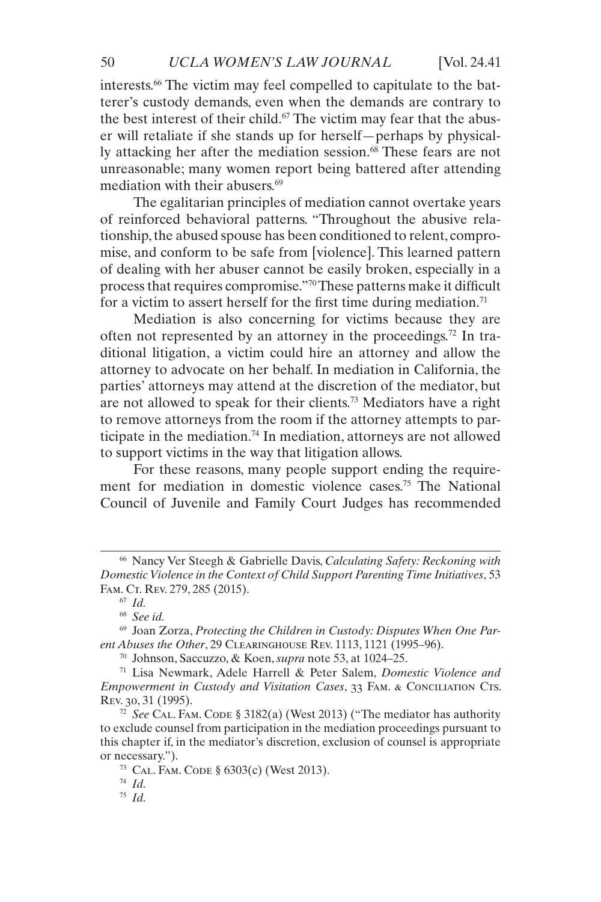interests.[66] The victim may feel compelled to capitulate to the batterer's custody demands, even when the demands are contrary to the best interest of their child.[67] The victim may fear that the abuser will retaliate if she stands up for herself—perhaps by physically attacking her after the mediation session.[68] These fears are not unreasonable; many women report being battered after attending mediation with their abusers.[69]

The egalitarian principles of mediation cannot overtake years of reinforced behavioral patterns. "Throughout the abusive relationship, the abused spouse has been conditioned to relent, compromise, and conform to be safe from [violence]. This learned pattern of dealing with her abuser cannot be easily broken, especially in a process that requires compromise."[70] These patterns make it difficult for a victim to assert herself for the first time during mediation.[71]

Mediation is also concerning for victims because they are often not represented by an attorney in the proceedings.[72] In traditional litigation, a victim could hire an attorney and allow the attorney to advocate on her behalf. In mediation in California, the parties' attorneys may attend at the discretion of the mediator, but are not allowed to speak for their clients.[73] Mediators have a right to remove attorneys from the room if the attorney attempts to participate in the mediation.[74] In mediation, attorneys are not allowed to support victims in the way that litigation allows.

For these reasons, many people support ending the requirement for mediation in domestic violence cases.[75] The National Council of Juvenile and Family Court Judges has recommended

---

[66] Nancy Ver Steegh & Gabrielle Davis, *Calculating Safety: Reckoning with Domestic Violence in the Context of Child Support Parenting Time Initiatives*, 53 Fam. Ct. Rev. 279, 285 (2015).

[67] *Id.*

[68] *See id.*

[69] Joan Zorza, *Protecting the Children in Custody: Disputes When One Parent Abuses the Other*, 29 Clearinghouse Rev. 1113, 1121 (1995–96).

[70] Johnson, Saccuzzo, & Koen, *supra* note 53, at 1024–25.

[71] Lisa Newmark, Adele Harrell & Peter Salem, *Domestic Violence and Empowerment in Custody and Visitation Cases*, 33 Fam. & Conciliation Cts. Rev. 30, 31 (1995).

[72] *See* Cal. Fam. Code § 3182(a) (West 2013) ("The mediator has authority to exclude counsel from participation in the mediation proceedings pursuant to this chapter if, in the mediator's discretion, exclusion of counsel is appropriate or necessary.").

[73] Cal. Fam. Code § 6303(c) (West 2013).

[74] *Id.*

[75] *Id.*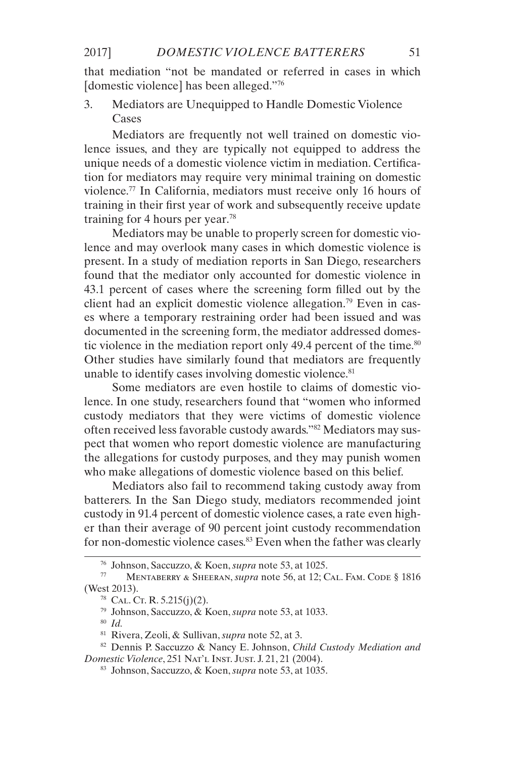that mediation "not be mandated or referred in cases in which [domestic violence] has been alleged."[76]

### 3. Mediators are Unequipped to Handle Domestic Violence Cases

Mediators are frequently not well trained on domestic violence issues, and they are typically not equipped to address the unique needs of a domestic violence victim in mediation. Certification for mediators may require very minimal training on domestic violence.[77] In California, mediators must receive only 16 hours of training in their first year of work and subsequently receive update training for 4 hours per year.[78]

Mediators may be unable to properly screen for domestic violence and may overlook many cases in which domestic violence is present. In a study of mediation reports in San Diego, researchers found that the mediator only accounted for domestic violence in 43.1 percent of cases where the screening form filled out by the client had an explicit domestic violence allegation.[79] Even in cases where a temporary restraining order had been issued and was documented in the screening form, the mediator addressed domestic violence in the mediation report only 49.4 percent of the time.[80] Other studies have similarly found that mediators are frequently unable to identify cases involving domestic violence.[81]

Some mediators are even hostile to claims of domestic violence. In one study, researchers found that "women who informed custody mediators that they were victims of domestic violence often received less favorable custody awards."[82] Mediators may suspect that women who report domestic violence are manufacturing the allegations for custody purposes, and they may punish women who make allegations of domestic violence based on this belief.

Mediators also fail to recommend taking custody away from batterers. In the San Diego study, mediators recommended joint custody in 91.4 percent of domestic violence cases, a rate even higher than their average of 90 percent joint custody recommendation for non-domestic violence cases.[83] Even when the father was clearly

---

[76] Johnson, Saccuzzo, & Koen, *supra* note 53, at 1025.

[77] Mentaberry & Sheeran, *supra* note 56, at 12; Cal. Fam. Code § 1816 (West 2013).

[78] Cal. Ct. R. 5.215(j)(2).

[79] Johnson, Saccuzzo, & Koen, *supra* note 53, at 1033.

[80] *Id.*

[81] Rivera, Zeoli, & Sullivan, *supra* note 52, at 3.

[82] Dennis P. Saccuzzo & Nancy E. Johnson, *Child Custody Mediation and Domestic Violence*, 251 Nat'l Inst. Just. J. 21, 21 (2004).

[83] Johnson, Saccuzzo, & Koen, *supra* note 53, at 1035.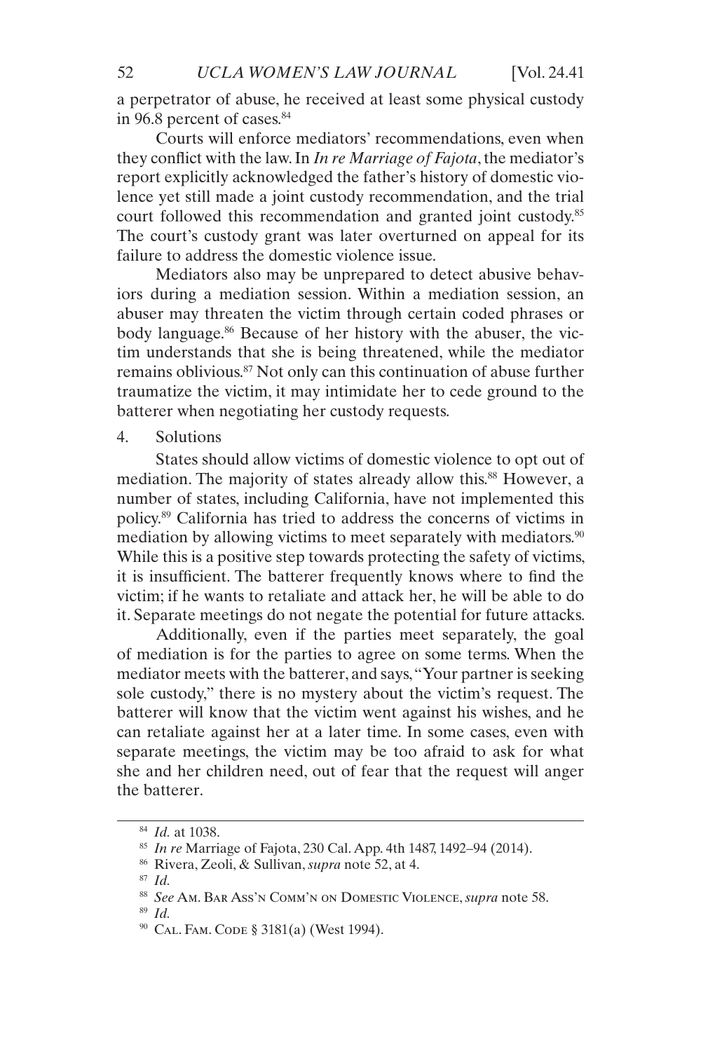a perpetrator of abuse, he received at least some physical custody in 96.8 percent of cases.[84]

Courts will enforce mediators' recommendations, even when they conflict with the law. In *In re Marriage of Fajota*, the mediator's report explicitly acknowledged the father's history of domestic violence yet still made a joint custody recommendation, and the trial court followed this recommendation and granted joint custody.[85] The court's custody grant was later overturned on appeal for its failure to address the domestic violence issue.

Mediators also may be unprepared to detect abusive behaviors during a mediation session. Within a mediation session, an abuser may threaten the victim through certain coded phrases or body language.[86] Because of her history with the abuser, the victim understands that she is being threatened, while the mediator remains oblivious.[87] Not only can this continuation of abuse further traumatize the victim, it may intimidate her to cede ground to the batterer when negotiating her custody requests.

4. Solutions

States should allow victims of domestic violence to opt out of mediation. The majority of states already allow this.[88] However, a number of states, including California, have not implemented this policy.[89] California has tried to address the concerns of victims in mediation by allowing victims to meet separately with mediators.[90] While this is a positive step towards protecting the safety of victims, it is insufficient. The batterer frequently knows where to find the victim; if he wants to retaliate and attack her, he will be able to do it. Separate meetings do not negate the potential for future attacks.

Additionally, even if the parties meet separately, the goal of mediation is for the parties to agree on some terms. When the mediator meets with the batterer, and says, "Your partner is seeking sole custody," there is no mystery about the victim's request. The batterer will know that the victim went against his wishes, and he can retaliate against her at a later time. In some cases, even with separate meetings, the victim may be too afraid to ask for what she and her children need, out of fear that the request will anger the batterer.

---

[84] *Id.* at 1038.

[85] *In re* Marriage of Fajota, 230 Cal. App. 4th 1487, 1492–94 (2014).

[86] Rivera, Zeoli, & Sullivan, *supra* note 52, at 4.

[87] *Id.*

[88] *See* Am. Bar Ass'n Comm'n on Domestic Violence, *supra* note 58.

[89] *Id.*

[90] Cal. Fam. Code § 3181(a) (West 1994).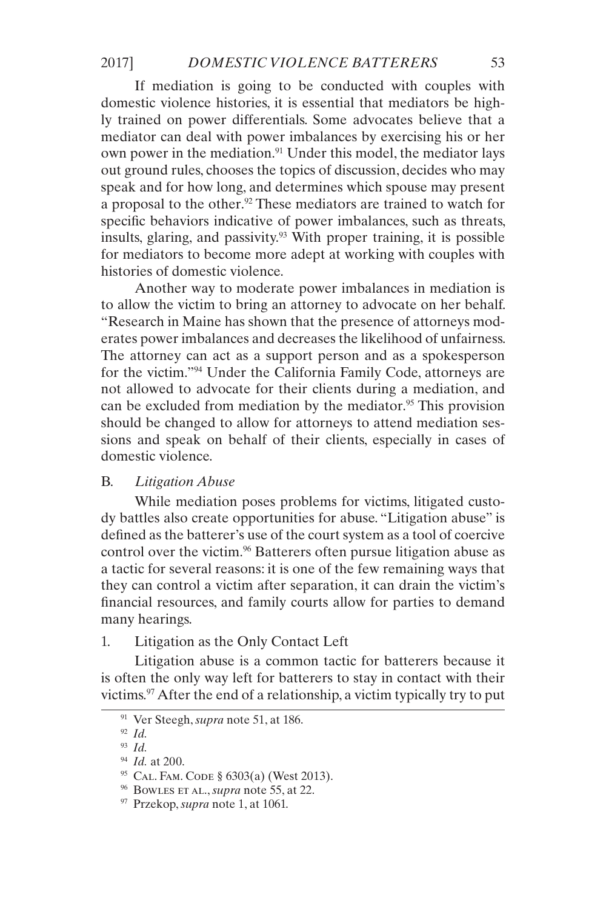If mediation is going to be conducted with couples with domestic violence histories, it is essential that mediators be highly trained on power differentials. Some advocates believe that a mediator can deal with power imbalances by exercising his or her own power in the mediation.[91] Under this model, the mediator lays out ground rules, chooses the topics of discussion, decides who may speak and for how long, and determines which spouse may present a proposal to the other.[92] These mediators are trained to watch for specific behaviors indicative of power imbalances, such as threats, insults, glaring, and passivity.[93] With proper training, it is possible for mediators to become more adept at working with couples with histories of domestic violence.

Another way to moderate power imbalances in mediation is to allow the victim to bring an attorney to advocate on her behalf. "Research in Maine has shown that the presence of attorneys moderates power imbalances and decreases the likelihood of unfairness. The attorney can act as a support person and as a spokesperson for the victim."[94] Under the California Family Code, attorneys are not allowed to advocate for their clients during a mediation, and can be excluded from mediation by the mediator.[95] This provision should be changed to allow for attorneys to attend mediation sessions and speak on behalf of their clients, especially in cases of domestic violence.

### B. *Litigation Abuse*

While mediation poses problems for victims, litigated custody battles also create opportunities for abuse. "Litigation abuse" is defined as the batterer's use of the court system as a tool of coercive control over the victim.[96] Batterers often pursue litigation abuse as a tactic for several reasons: it is one of the few remaining ways that they can control a victim after separation, it can drain the victim's financial resources, and family courts allow for parties to demand many hearings.

#### 1. Litigation as the Only Contact Left

Litigation abuse is a common tactic for batterers because it is often the only way left for batterers to stay in contact with their victims.[97] After the end of a relationship, a victim typically try to put

---

[91] Ver Steegh, *supra* note 51, at 186.

[92] *Id.*

[93] *Id.*

[94] *Id.* at 200.

[95] CAL. FAM. CODE § 6303(a) (West 2013).

[96] BOWLES ET AL., *supra* note 55, at 22.

[97] Przekop, *supra* note 1, at 1061.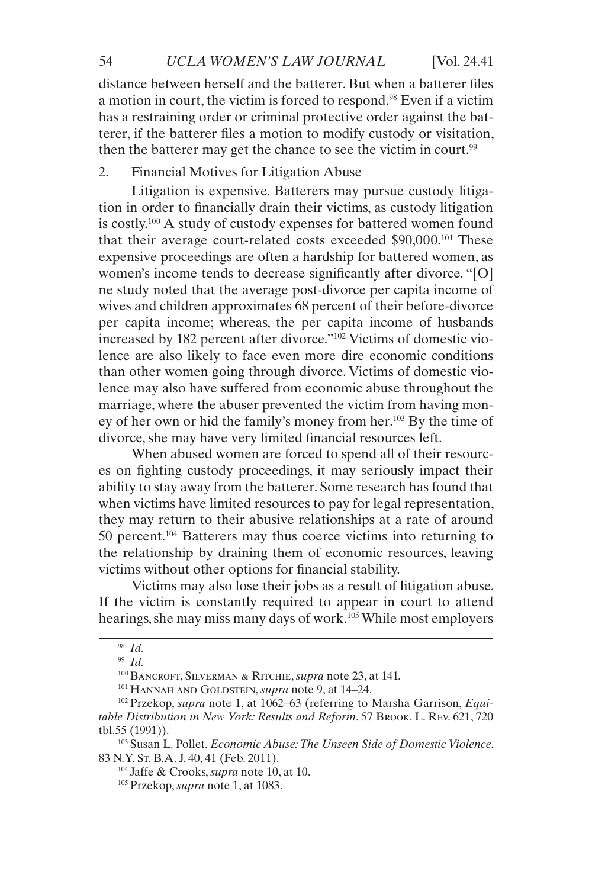distance between herself and the batterer. But when a batterer files a motion in court, the victim is forced to respond.[98] Even if a victim has a restraining order or criminal protective order against the batterer, if the batterer files a motion to modify custody or visitation, then the batterer may get the chance to see the victim in court.[99]

2. Financial Motives for Litigation Abuse

Litigation is expensive. Batterers may pursue custody litigation in order to financially drain their victims, as custody litigation is costly.[100] A study of custody expenses for battered women found that their average court-related costs exceeded $90,000.[101] These expensive proceedings are often a hardship for battered women, as women's income tends to decrease significantly after divorce. "[O]ne study noted that the average post-divorce per capita income of wives and children approximates 68 percent of their before-divorce per capita income; whereas, the per capita income of husbands increased by 182 percent after divorce."[102] Victims of domestic violence are also likely to face even more dire economic conditions than other women going through divorce. Victims of domestic violence may also have suffered from economic abuse throughout the marriage, where the abuser prevented the victim from having money of her own or hid the family's money from her.[103] By the time of divorce, she may have very limited financial resources left.

When abused women are forced to spend all of their resources on fighting custody proceedings, it may seriously impact their ability to stay away from the batterer. Some research has found that when victims have limited resources to pay for legal representation, they may return to their abusive relationships at a rate of around 50 percent.[104] Batterers may thus coerce victims into returning to the relationship by draining them of economic resources, leaving victims without other options for financial stability.

Victims may also lose their jobs as a result of litigation abuse. If the victim is constantly required to appear in court to attend hearings, she may miss many days of work.[105] While most employers

---

[98] *Id.*

[99] *Id.*

[100] Bancroft, Silverman & Ritchie, *supra* note 23, at 141.

[101] Hannah and Goldstein, *supra* note 9, at 14–24.

[102] Przekop, *supra* note 1, at 1062–63 (referring to Marsha Garrison, *Equitable Distribution in New York: Results and Reform*, 57 Brook. L. Rev. 621, 720 tbl.55 (1991)).

[103] Susan L. Pollet, *Economic Abuse: The Unseen Side of Domestic Violence*, 83 N.Y. St. B.A. J. 40, 41 (Feb. 2011).

[104] Jaffe & Crooks, *supra* note 10, at 10.

[105] Przekop, *supra* note 1, at 1083.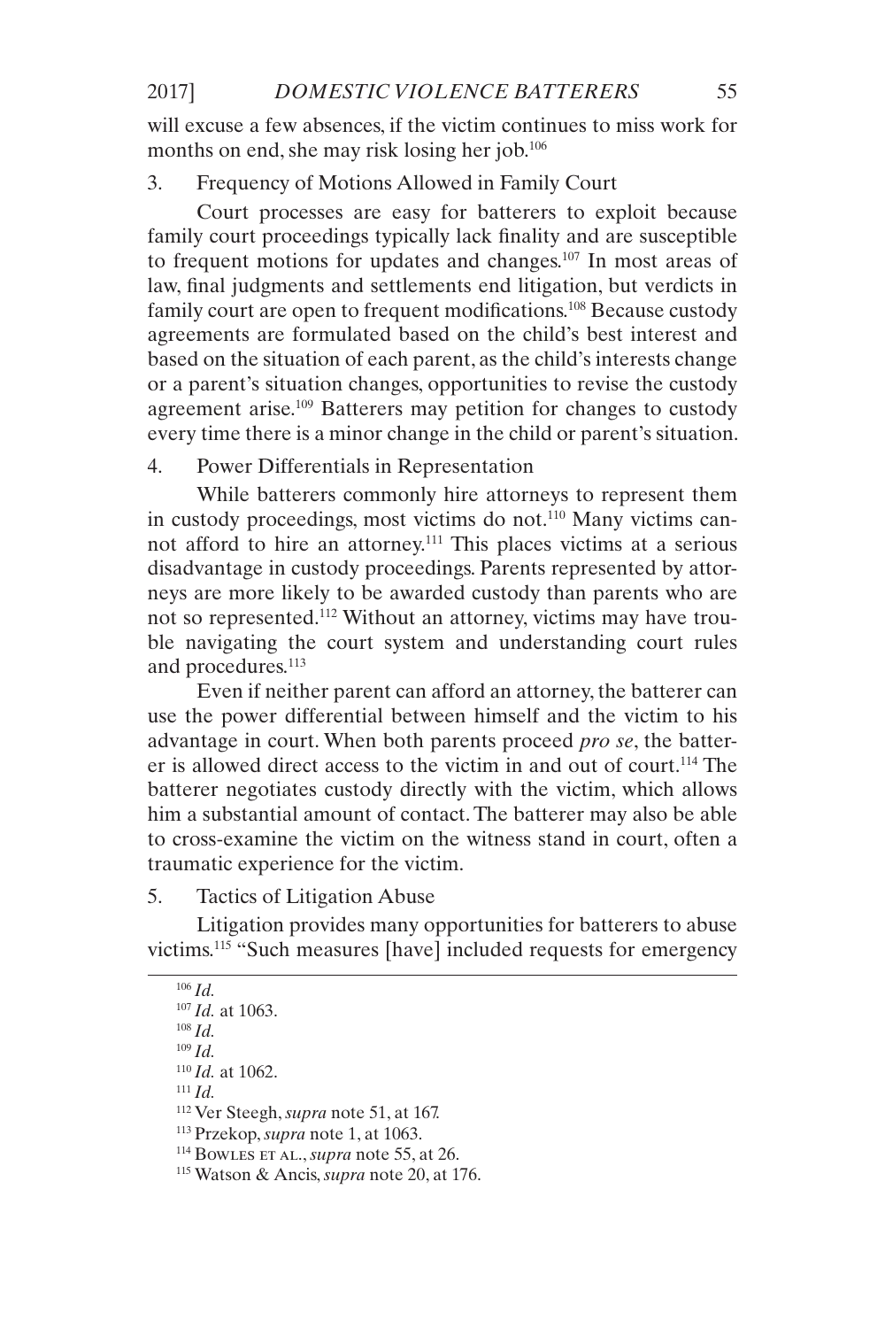will excuse a few absences, if the victim continues to miss work for months on end, she may risk losing her job.[106]

3. Frequency of Motions Allowed in Family Court

Court processes are easy for batterers to exploit because family court proceedings typically lack finality and are susceptible to frequent motions for updates and changes.[107] In most areas of law, final judgments and settlements end litigation, but verdicts in family court are open to frequent modifications.[108] Because custody agreements are formulated based on the child's best interest and based on the situation of each parent, as the child's interests change or a parent's situation changes, opportunities to revise the custody agreement arise.[109] Batterers may petition for changes to custody every time there is a minor change in the child or parent's situation.

4. Power Differentials in Representation

While batterers commonly hire attorneys to represent them in custody proceedings, most victims do not.[110] Many victims cannot afford to hire an attorney.[111] This places victims at a serious disadvantage in custody proceedings. Parents represented by attorneys are more likely to be awarded custody than parents who are not so represented.[112] Without an attorney, victims may have trouble navigating the court system and understanding court rules and procedures.[113]

Even if neither parent can afford an attorney, the batterer can use the power differential between himself and the victim to his advantage in court. When both parents proceed *pro se*, the batterer is allowed direct access to the victim in and out of court.[114] The batterer negotiates custody directly with the victim, which allows him a substantial amount of contact. The batterer may also be able to cross-examine the victim on the witness stand in court, often a traumatic experience for the victim.

5. Tactics of Litigation Abuse

Litigation provides many opportunities for batterers to abuse victims.[115] "Such measures [have] included requests for emergency

---

[106] *Id.*

[107] *Id.* at 1063.

[108] *Id.*

[109] *Id.*

[110] *Id.* at 1062.

[111] *Id.*

[112] Ver Steegh, *supra* note 51, at 167.

[113] Przekop, *supra* note 1, at 1063.

[114] Bowles et al., *supra* note 55, at 26.

[115] Watson & Ancis, *supra* note 20, at 176.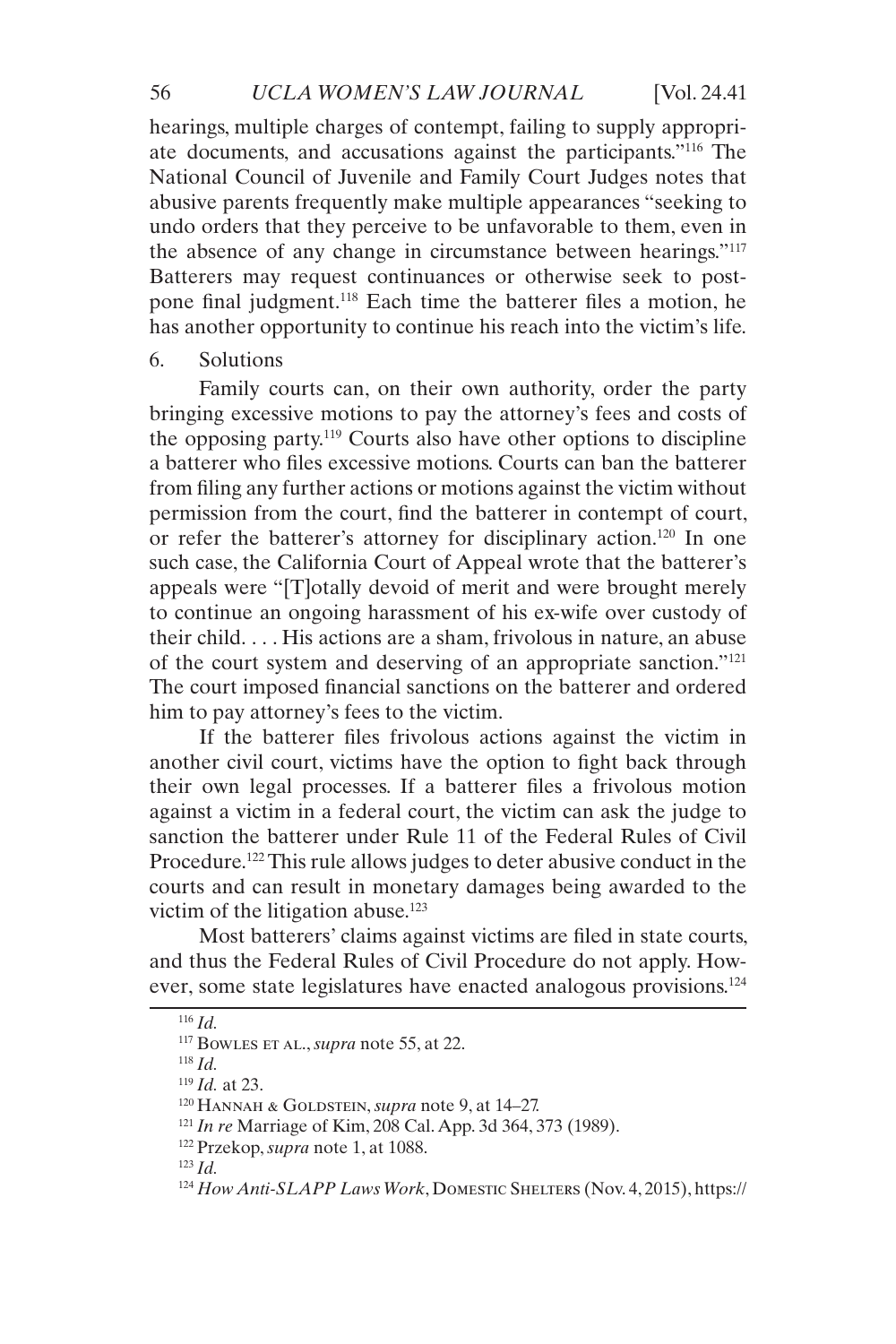hearings, multiple charges of contempt, failing to supply appropriate documents, and accusations against the participants."[116] The National Council of Juvenile and Family Court Judges notes that abusive parents frequently make multiple appearances "seeking to undo orders that they perceive to be unfavorable to them, even in the absence of any change in circumstance between hearings."[117] Batterers may request continuances or otherwise seek to postpone final judgment.[118] Each time the batterer files a motion, he has another opportunity to continue his reach into the victim's life.

6. Solutions

Family courts can, on their own authority, order the party bringing excessive motions to pay the attorney's fees and costs of the opposing party.[119] Courts also have other options to discipline a batterer who files excessive motions. Courts can ban the batterer from filing any further actions or motions against the victim without permission from the court, find the batterer in contempt of court, or refer the batterer's attorney for disciplinary action.[120] In one such case, the California Court of Appeal wrote that the batterer's appeals were "[T]otally devoid of merit and were brought merely to continue an ongoing harassment of his ex-wife over custody of their child. . . . His actions are a sham, frivolous in nature, an abuse of the court system and deserving of an appropriate sanction."[121] The court imposed financial sanctions on the batterer and ordered him to pay attorney's fees to the victim.

If the batterer files frivolous actions against the victim in another civil court, victims have the option to fight back through their own legal processes. If a batterer files a frivolous motion against a victim in a federal court, the victim can ask the judge to sanction the batterer under Rule 11 of the Federal Rules of Civil Procedure.[122] This rule allows judges to deter abusive conduct in the courts and can result in monetary damages being awarded to the victim of the litigation abuse.[123]

Most batterers' claims against victims are filed in state courts, and thus the Federal Rules of Civil Procedure do not apply. However, some state legislatures have enacted analogous provisions.[124]

---

[116] *Id.*

[117] Bowles et al., *supra* note 55, at 22.

[118] *Id.*

[119] *Id.* at 23.

[120] Hannah & Goldstein, *supra* note 9, at 14–27.

[121] *In re* Marriage of Kim, 208 Cal. App. 3d 364, 373 (1989).

[122] Przekop, *supra* note 1, at 1088.

[123] *Id.*

[124] *How Anti-SLAPP Laws Work*, Domestic Shelters (Nov. 4, 2015), https://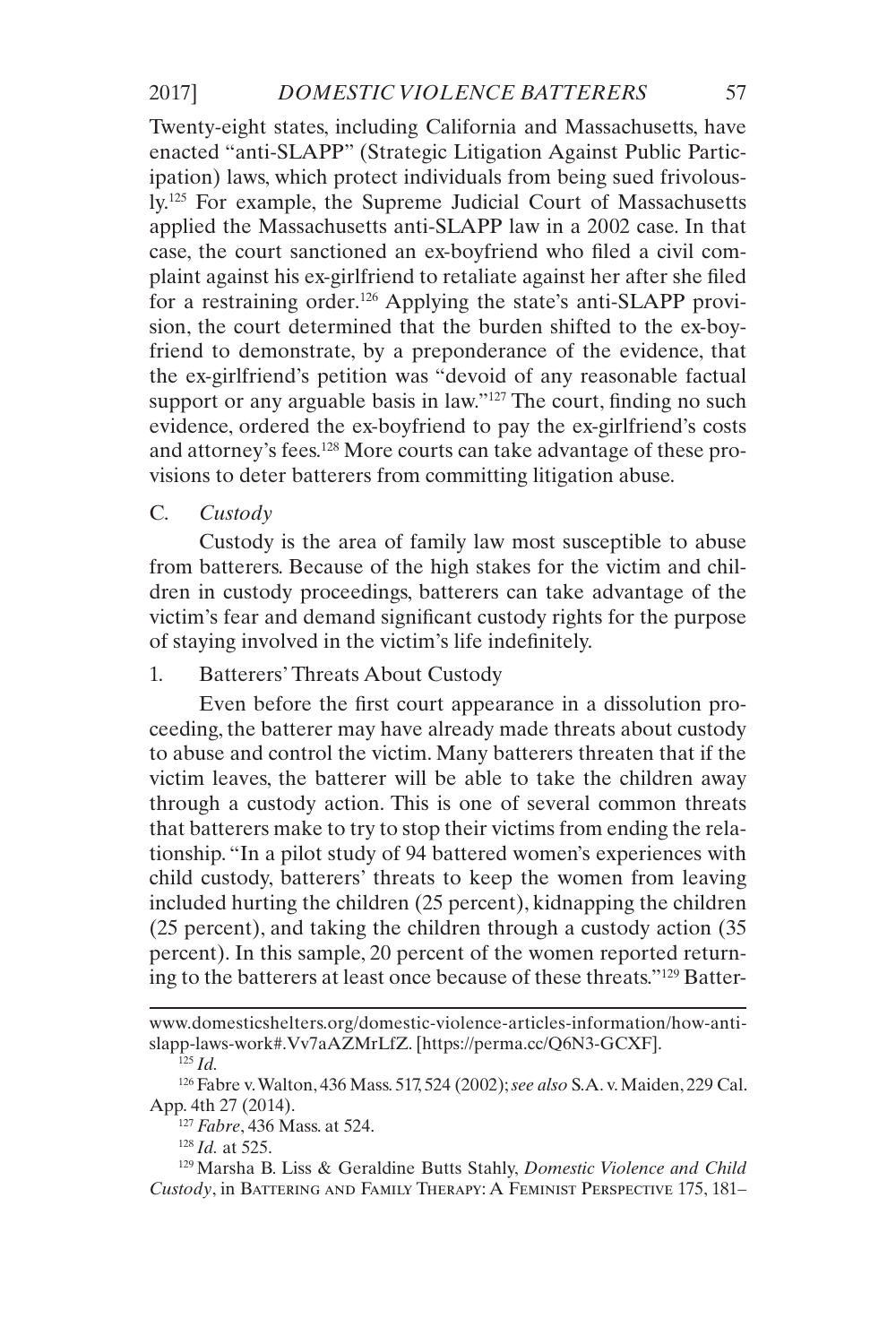Twenty-eight states, including California and Massachusetts, have enacted "anti-SLAPP" (Strategic Litigation Against Public Participation) laws, which protect individuals from being sued frivolously.[125] For example, the Supreme Judicial Court of Massachusetts applied the Massachusetts anti-SLAPP law in a 2002 case. In that case, the court sanctioned an ex-boyfriend who filed a civil complaint against his ex-girlfriend to retaliate against her after she filed for a restraining order.[126] Applying the state's anti-SLAPP provision, the court determined that the burden shifted to the ex-boyfriend to demonstrate, by a preponderance of the evidence, that the ex-girlfriend's petition was "devoid of any reasonable factual support or any arguable basis in law."[127] The court, finding no such evidence, ordered the ex-boyfriend to pay the ex-girlfriend's costs and attorney's fees.[128] More courts can take advantage of these provisions to deter batterers from committing litigation abuse.

### C. *Custody*

Custody is the area of family law most susceptible to abuse from batterers. Because of the high stakes for the victim and children in custody proceedings, batterers can take advantage of the victim's fear and demand significant custody rights for the purpose of staying involved in the victim's life indefinitely.

#### 1. Batterers' Threats About Custody

Even before the first court appearance in a dissolution proceeding, the batterer may have already made threats about custody to abuse and control the victim. Many batterers threaten that if the victim leaves, the batterer will be able to take the children away through a custody action. This is one of several common threats that batterers make to try to stop their victims from ending the relationship. "In a pilot study of 94 battered women's experiences with child custody, batterers' threats to keep the women from leaving included hurting the children (25 percent), kidnapping the children (25 percent), and taking the children through a custody action (35 percent). In this sample, 20 percent of the women reported returning to the batterers at least once because of these threats."[129] Batter-

---

www.domesticshelters.org/domestic-violence-articles-information/how-anti-slapp-laws-work#.Vv7aAZMrLfZ. [https://perma.cc/Q6N3-GCXF].

[125] *Id.*

[126] Fabre v. Walton, 436 Mass. 517, 524 (2002); *see also* S.A. v. Maiden, 229 Cal. App. 4th 27 (2014).

[127] *Fabre*, 436 Mass. at 524.

[128] *Id.* at 525.

[129] Marsha B. Liss & Geraldine Butts Stahly, *Domestic Violence and Child Custody*, in Battering and Family Therapy: A Feminist Perspective 175, 181–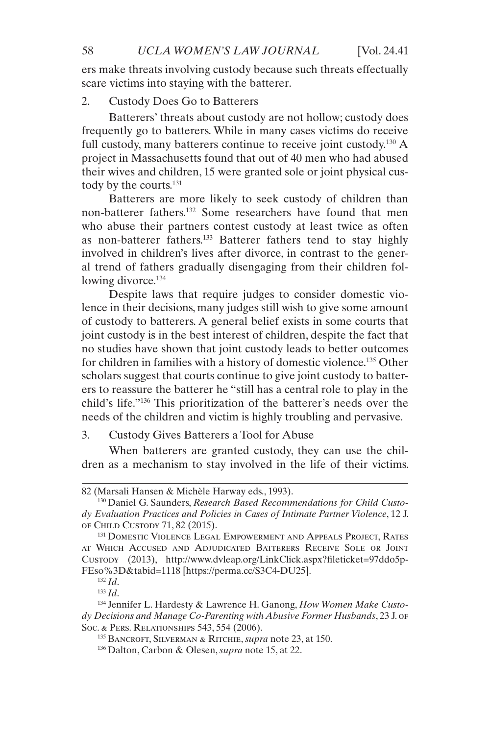ers make threats involving custody because such threats effectually scare victims into staying with the batterer.

2. Custody Does Go to Batterers

Batterers' threats about custody are not hollow; custody does frequently go to batterers. While in many cases victims do receive full custody, many batterers continue to receive joint custody.[130] A project in Massachusetts found that out of 40 men who had abused their wives and children, 15 were granted sole or joint physical custody by the courts.[131]

Batterers are more likely to seek custody of children than non-batterer fathers.[132] Some researchers have found that men who abuse their partners contest custody at least twice as often as non-batterer fathers.[133] Batterer fathers tend to stay highly involved in children's lives after divorce, in contrast to the general trend of fathers gradually disengaging from their children following divorce.[134]

Despite laws that require judges to consider domestic violence in their decisions, many judges still wish to give some amount of custody to batterers. A general belief exists in some courts that joint custody is in the best interest of children, despite the fact that no studies have shown that joint custody leads to better outcomes for children in families with a history of domestic violence.[135] Other scholars suggest that courts continue to give joint custody to batterers to reassure the batterer he "still has a central role to play in the child's life."[136] This prioritization of the batterer's needs over the needs of the children and victim is highly troubling and pervasive.

3. Custody Gives Batterers a Tool for Abuse

When batterers are granted custody, they can use the children as a mechanism to stay involved in the life of their victims.

---

82 (Marsali Hansen & Michèle Harway eds., 1993).

[130] Daniel G. Saunders, *Research Based Recommendations for Child Custody Evaluation Practices and Policies in Cases of Intimate Partner Violence*, 12 J. of Child Custody 71, 82 (2015).

[131] Domestic Violence Legal Empowerment and Appeals Project, Rates at Which Accused and Adjudicated Batterers Receive Sole or Joint Custody (2013), http://www.dvleap.org/LinkClick.aspx?fileticket=97ddo5p-FEso%3D&tabid=1118 [https://perma.cc/S3C4-DU25].

[132] *Id*.

[133] *Id*.

[134] Jennifer L. Hardesty & Lawrence H. Ganong, *How Women Make Custody Decisions and Manage Co-Parenting with Abusive Former Husbands*, 23 J. of Soc. & Pers. Relationships 543, 554 (2006).

[135] Bancroft, Silverman & Ritchie, *supra* note 23, at 150.

[136] Dalton, Carbon & Olesen, *supra* note 15, at 22.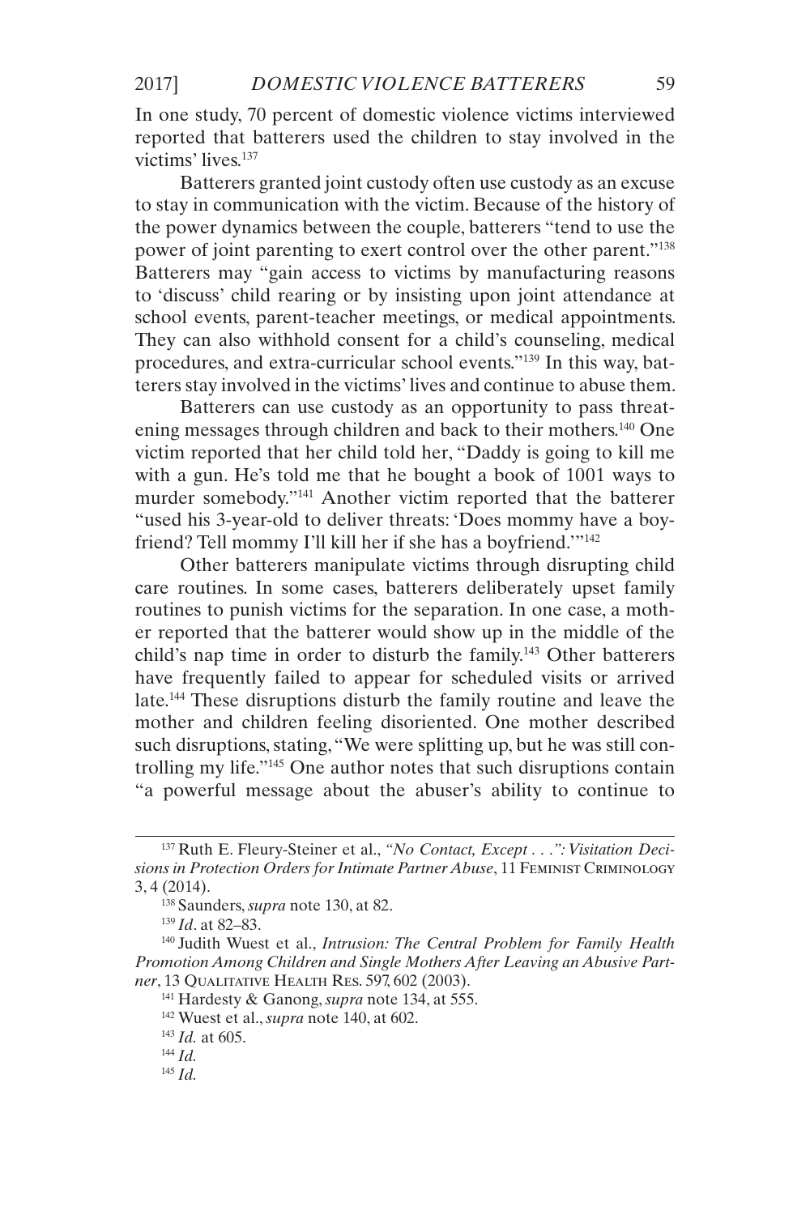In one study, 70 percent of domestic violence victims interviewed reported that batterers used the children to stay involved in the victims' lives.[137]

Batterers granted joint custody often use custody as an excuse to stay in communication with the victim. Because of the history of the power dynamics between the couple, batterers "tend to use the power of joint parenting to exert control over the other parent."[138] Batterers may "gain access to victims by manufacturing reasons to 'discuss' child rearing or by insisting upon joint attendance at school events, parent-teacher meetings, or medical appointments. They can also withhold consent for a child's counseling, medical procedures, and extra-curricular school events."[139] In this way, batterers stay involved in the victims' lives and continue to abuse them.

Batterers can use custody as an opportunity to pass threatening messages through children and back to their mothers.[140] One victim reported that her child told her, "Daddy is going to kill me with a gun. He's told me that he bought a book of 1001 ways to murder somebody."[141] Another victim reported that the batterer "used his 3-year-old to deliver threats: 'Does mommy have a boyfriend? Tell mommy I'll kill her if she has a boyfriend.'"[142]

Other batterers manipulate victims through disrupting child care routines. In some cases, batterers deliberately upset family routines to punish victims for the separation. In one case, a mother reported that the batterer would show up in the middle of the child's nap time in order to disturb the family.[143] Other batterers have frequently failed to appear for scheduled visits or arrived late.[144] These disruptions disturb the family routine and leave the mother and children feeling disoriented. One mother described such disruptions, stating, "We were splitting up, but he was still controlling my life."[145] One author notes that such disruptions contain "a powerful message about the abuser's ability to continue to

---

[137] Ruth E. Fleury-Steiner et al., *"No Contact, Except . . .": Visitation Decisions in Protection Orders for Intimate Partner Abuse*, 11 Feminist Criminology 3, 4 (2014).

[138] Saunders, *supra* note 130, at 82.

[139] *Id*. at 82–83.

[140] Judith Wuest et al., *Intrusion: The Central Problem for Family Health Promotion Among Children and Single Mothers After Leaving an Abusive Partner*, 13 Qualitative Health Res. 597, 602 (2003).

[141] Hardesty & Ganong, *supra* note 134, at 555.

[142] Wuest et al., *supra* note 140, at 602.

[143] *Id.* at 605.

[144] *Id.*

[145] *Id.*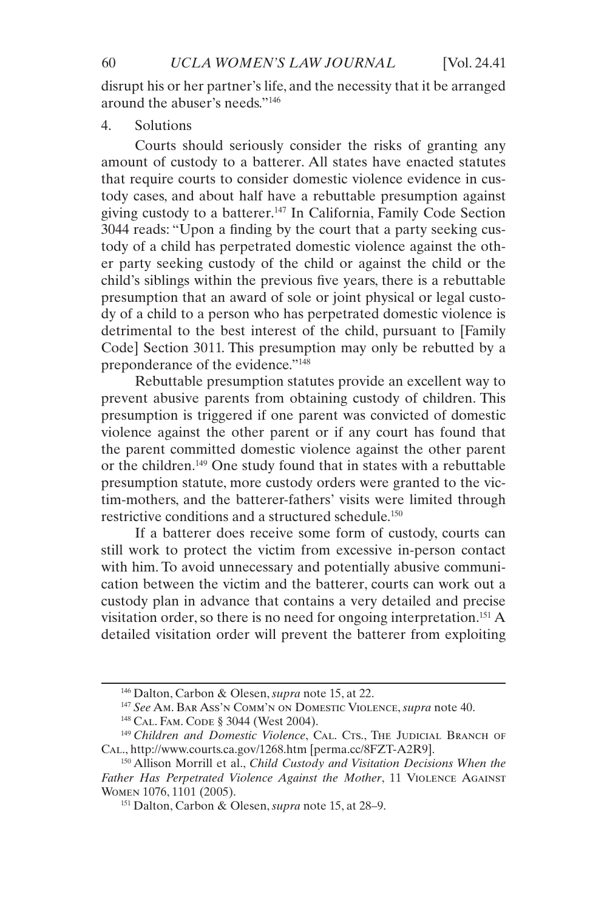disrupt his or her partner's life, and the necessity that it be arranged around the abuser's needs."[146]

4. Solutions

Courts should seriously consider the risks of granting any amount of custody to a batterer. All states have enacted statutes that require courts to consider domestic violence evidence in custody cases, and about half have a rebuttable presumption against giving custody to a batterer.[147] In California, Family Code Section 3044 reads: "Upon a finding by the court that a party seeking custody of a child has perpetrated domestic violence against the other party seeking custody of the child or against the child or the child's siblings within the previous five years, there is a rebuttable presumption that an award of sole or joint physical or legal custody of a child to a person who has perpetrated domestic violence is detrimental to the best interest of the child, pursuant to [Family Code] Section 3011. This presumption may only be rebutted by a preponderance of the evidence."[148]

Rebuttable presumption statutes provide an excellent way to prevent abusive parents from obtaining custody of children. This presumption is triggered if one parent was convicted of domestic violence against the other parent or if any court has found that the parent committed domestic violence against the other parent or the children.[149] One study found that in states with a rebuttable presumption statute, more custody orders were granted to the victim-mothers, and the batterer-fathers' visits were limited through restrictive conditions and a structured schedule.[150]

If a batterer does receive some form of custody, courts can still work to protect the victim from excessive in-person contact with him. To avoid unnecessary and potentially abusive communication between the victim and the batterer, courts can work out a custody plan in advance that contains a very detailed and precise visitation order, so there is no need for ongoing interpretation.[151] A detailed visitation order will prevent the batterer from exploiting

---

[146] Dalton, Carbon & Olesen, *supra* note 15, at 22.

[147] *See* Am. Bar Ass'n Comm'n on Domestic Violence, *supra* note 40.

[148] Cal. Fam. Code § 3044 (West 2004).

[149] *Children and Domestic Violence*, Cal. Cts., The Judicial Branch of Cal., http://www.courts.ca.gov/1268.htm [perma.cc/8FZT-A2R9].

[150] Allison Morrill et al., *Child Custody and Visitation Decisions When the Father Has Perpetrated Violence Against the Mother*, 11 Violence Against Women 1076, 1101 (2005).

[151] Dalton, Carbon & Olesen, *supra* note 15, at 28–9.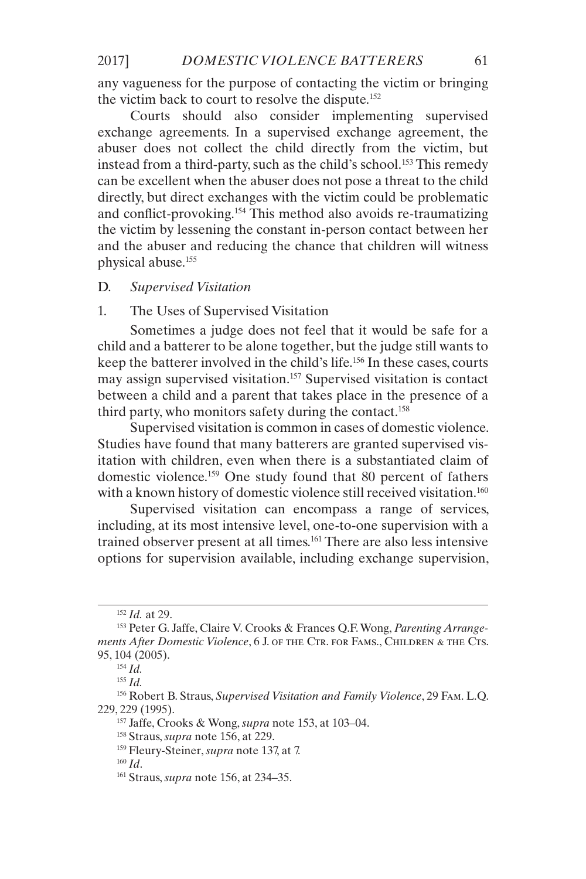any vagueness for the purpose of contacting the victim or bringing the victim back to court to resolve the dispute.[152]

Courts should also consider implementing supervised exchange agreements. In a supervised exchange agreement, the abuser does not collect the child directly from the victim, but instead from a third-party, such as the child's school.[153] This remedy can be excellent when the abuser does not pose a threat to the child directly, but direct exchanges with the victim could be problematic and conflict-provoking.[154] This method also avoids re-traumatizing the victim by lessening the constant in-person contact between her and the abuser and reducing the chance that children will witness physical abuse.[155]

### D. *Supervised Visitation*

#### 1. The Uses of Supervised Visitation

Sometimes a judge does not feel that it would be safe for a child and a batterer to be alone together, but the judge still wants to keep the batterer involved in the child's life.[156] In these cases, courts may assign supervised visitation.[157] Supervised visitation is contact between a child and a parent that takes place in the presence of a third party, who monitors safety during the contact.[158]

Supervised visitation is common in cases of domestic violence. Studies have found that many batterers are granted supervised visitation with children, even when there is a substantiated claim of domestic violence.[159] One study found that 80 percent of fathers with a known history of domestic violence still received visitation.[160]

Supervised visitation can encompass a range of services, including, at its most intensive level, one-to-one supervision with a trained observer present at all times.[161] There are also less intensive options for supervision available, including exchange supervision,

---

[152] *Id.* at 29.

[153] Peter G. Jaffe, Claire V. Crooks & Frances Q.F. Wong, *Parenting Arrangements After Domestic Violence*, 6 J. OF THE CTR. FOR FAMS., CHILDREN & THE CTS. 95, 104 (2005).

[154] *Id.*

[155] *Id.*

[156] Robert B. Straus, *Supervised Visitation and Family Violence*, 29 FAM. L.Q. 229, 229 (1995).

[157] Jaffe, Crooks & Wong, *supra* note 153, at 103–04.

[158] Straus, *supra* note 156, at 229.

[159] Fleury-Steiner, *supra* note 137, at 7.

[160] *Id*.

[161] Straus, *supra* note 156, at 234–35.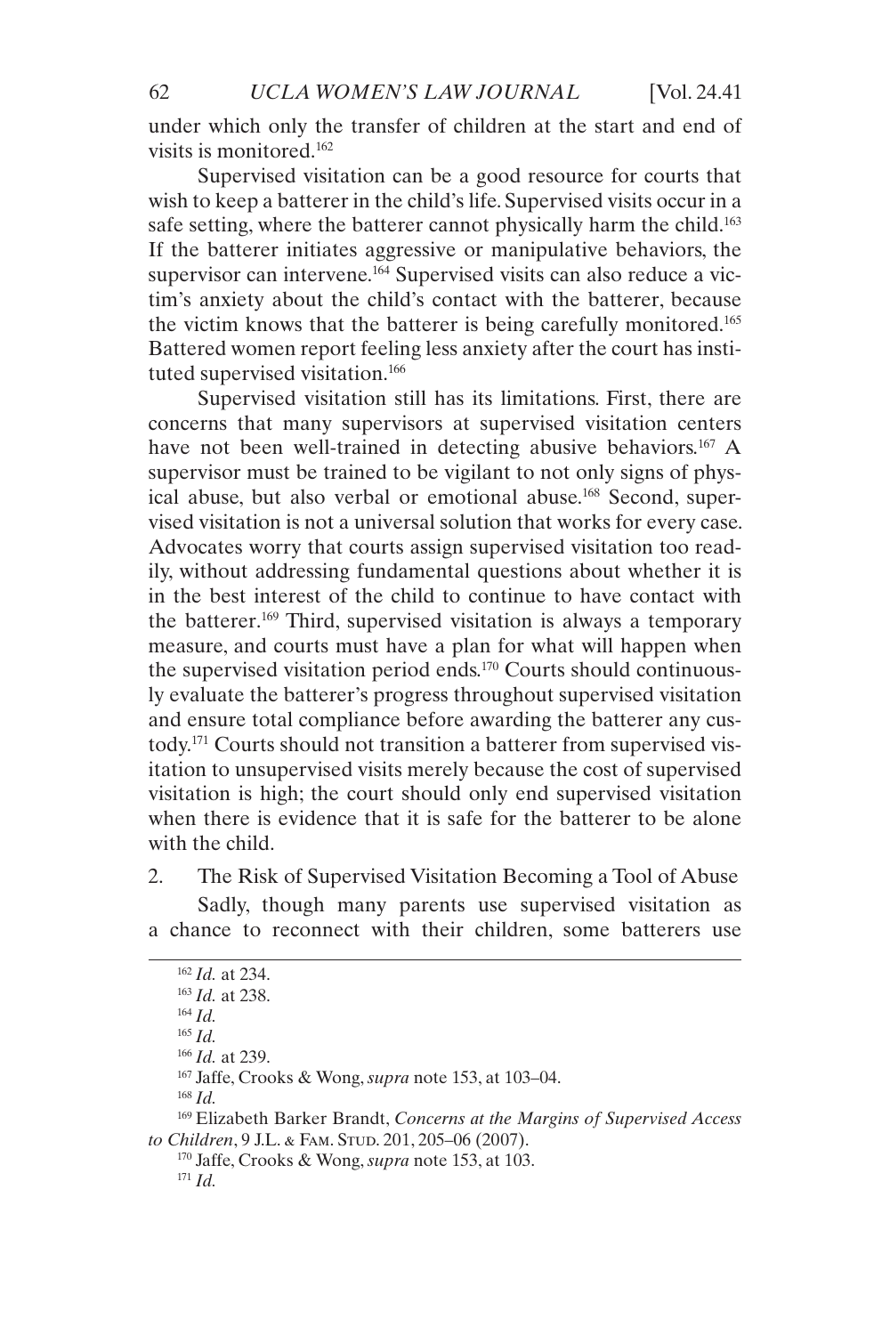under which only the transfer of children at the start and end of visits is monitored.[162]

Supervised visitation can be a good resource for courts that wish to keep a batterer in the child's life. Supervised visits occur in a safe setting, where the batterer cannot physically harm the child.[163] If the batterer initiates aggressive or manipulative behaviors, the supervisor can intervene.[164] Supervised visits can also reduce a victim's anxiety about the child's contact with the batterer, because the victim knows that the batterer is being carefully monitored.[165] Battered women report feeling less anxiety after the court has instituted supervised visitation.[166]

Supervised visitation still has its limitations. First, there are concerns that many supervisors at supervised visitation centers have not been well-trained in detecting abusive behaviors.[167] A supervisor must be trained to be vigilant to not only signs of physical abuse, but also verbal or emotional abuse.[168] Second, supervised visitation is not a universal solution that works for every case. Advocates worry that courts assign supervised visitation too readily, without addressing fundamental questions about whether it is in the best interest of the child to continue to have contact with the batterer.[169] Third, supervised visitation is always a temporary measure, and courts must have a plan for what will happen when the supervised visitation period ends.[170] Courts should continuously evaluate the batterer's progress throughout supervised visitation and ensure total compliance before awarding the batterer any custody.[171] Courts should not transition a batterer from supervised visitation to unsupervised visits merely because the cost of supervised visitation is high; the court should only end supervised visitation when there is evidence that it is safe for the batterer to be alone with the child.

### 2. The Risk of Supervised Visitation Becoming a Tool of Abuse

Sadly, though many parents use supervised visitation as a chance to reconnect with their children, some batterers use

---

[162] *Id.* at 234.

[163] *Id.* at 238.

[164] *Id.*

[165] *Id.*

[166] *Id.* at 239.

[167] Jaffe, Crooks & Wong, *supra* note 153, at 103–04.

[168] *Id.*

[169] Elizabeth Barker Brandt, *Concerns at the Margins of Supervised Access to Children*, 9 J.L. & Fam. Stud. 201, 205–06 (2007).

[170] Jaffe, Crooks & Wong, *supra* note 153, at 103.

[171] *Id.*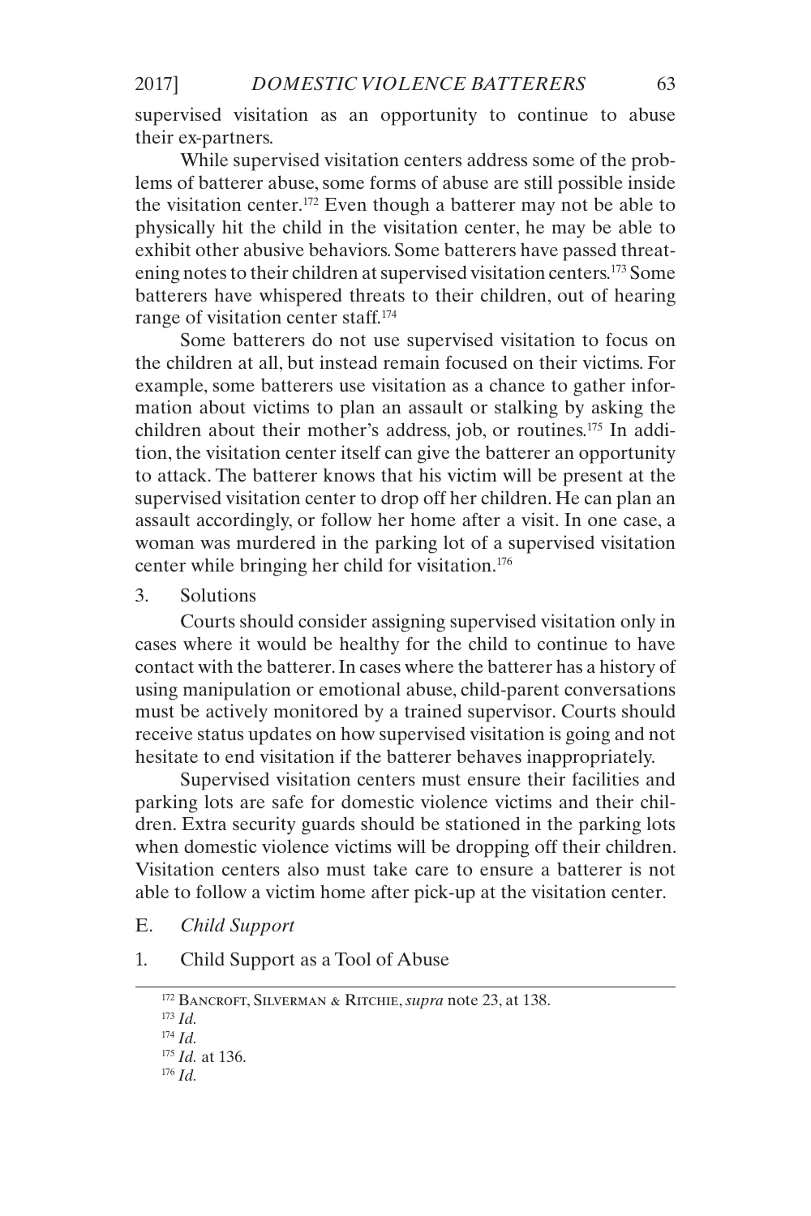supervised visitation as an opportunity to continue to abuse their ex-partners.

While supervised visitation centers address some of the problems of batterer abuse, some forms of abuse are still possible inside the visitation center.[172] Even though a batterer may not be able to physically hit the child in the visitation center, he may be able to exhibit other abusive behaviors. Some batterers have passed threatening notes to their children at supervised visitation centers.[173] Some batterers have whispered threats to their children, out of hearing range of visitation center staff.[174]

Some batterers do not use supervised visitation to focus on the children at all, but instead remain focused on their victims. For example, some batterers use visitation as a chance to gather information about victims to plan an assault or stalking by asking the children about their mother's address, job, or routines.[175] In addition, the visitation center itself can give the batterer an opportunity to attack. The batterer knows that his victim will be present at the supervised visitation center to drop off her children. He can plan an assault accordingly, or follow her home after a visit. In one case, a woman was murdered in the parking lot of a supervised visitation center while bringing her child for visitation.[176]

### 3. Solutions

Courts should consider assigning supervised visitation only in cases where it would be healthy for the child to continue to have contact with the batterer. In cases where the batterer has a history of using manipulation or emotional abuse, child-parent conversations must be actively monitored by a trained supervisor. Courts should receive status updates on how supervised visitation is going and not hesitate to end visitation if the batterer behaves inappropriately.

Supervised visitation centers must ensure their facilities and parking lots are safe for domestic violence victims and their children. Extra security guards should be stationed in the parking lots when domestic violence victims will be dropping off their children. Visitation centers also must take care to ensure a batterer is not able to follow a victim home after pick-up at the visitation center.

## E. *Child Support*

### 1. Child Support as a Tool of Abuse

---

[172] BANCROFT, SILVERMAN & RITCHIE, *supra* note 23, at 138.

[173] *Id.*

[174] *Id.*

[175] *Id.* at 136.

[176] *Id.*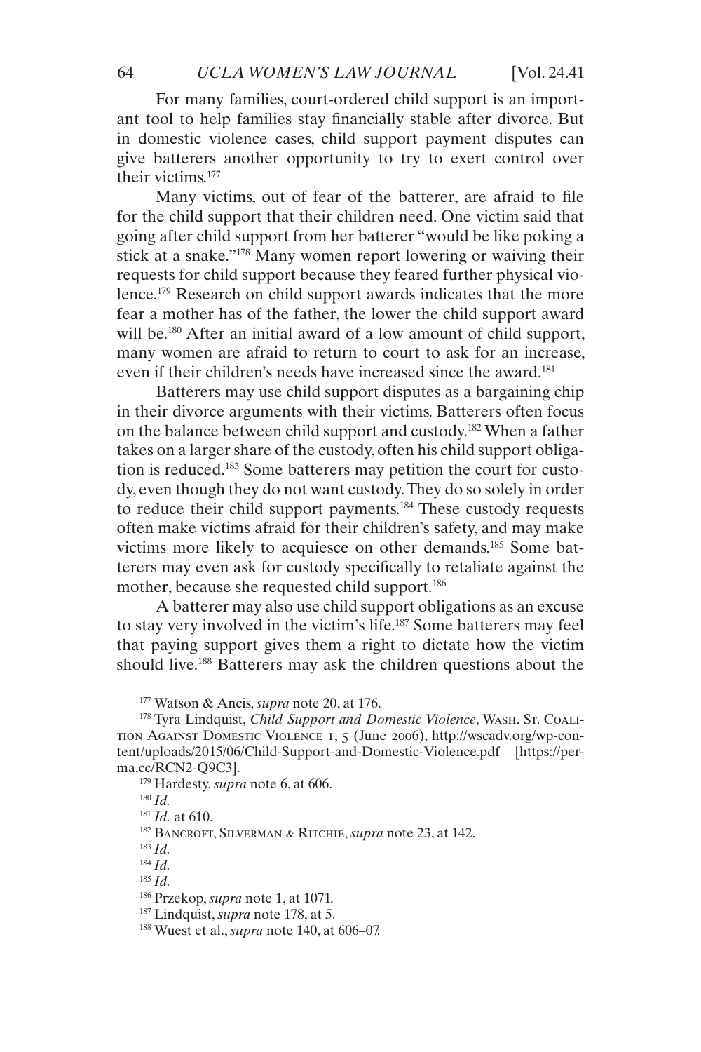For many families, court-ordered child support is an important tool to help families stay financially stable after divorce. But in domestic violence cases, child support payment disputes can give batterers another opportunity to try to exert control over their victims.[177]

Many victims, out of fear of the batterer, are afraid to file for the child support that their children need. One victim said that going after child support from her batterer "would be like poking a stick at a snake."[178] Many women report lowering or waiving their requests for child support because they feared further physical violence.[179] Research on child support awards indicates that the more fear a mother has of the father, the lower the child support award will be.[180] After an initial award of a low amount of child support, many women are afraid to return to court to ask for an increase, even if their children's needs have increased since the award.[181]

Batterers may use child support disputes as a bargaining chip in their divorce arguments with their victims. Batterers often focus on the balance between child support and custody.[182] When a father takes on a larger share of the custody, often his child support obligation is reduced.[183] Some batterers may petition the court for custody, even though they do not want custody. They do so solely in order to reduce their child support payments.[184] These custody requests often make victims afraid for their children's safety, and may make victims more likely to acquiesce on other demands.[185] Some batterers may even ask for custody specifically to retaliate against the mother, because she requested child support.[186]

A batterer may also use child support obligations as an excuse to stay very involved in the victim's life.[187] Some batterers may feel that paying support gives them a right to dictate how the victim should live.[188] Batterers may ask the children questions about the

---

[177] Watson & Ancis, *supra* note 20, at 176.

[178] Tyra Lindquist, *Child Support and Domestic Violence*, Wash. St. Coalition Against Domestic Violence 1, 5 (June 2006), http://wscadv.org/wp-content/uploads/2015/06/Child-Support-and-Domestic-Violence.pdf [https://perma.cc/RCN2-Q9C3].

[179] Hardesty, *supra* note 6, at 606.

[180] *Id.*

[181] *Id.* at 610.

[182] Bancroft, Silverman & Ritchie, *supra* note 23, at 142.

[183] *Id.*

[184] *Id.*

[185] *Id.*

[186] Przekop, *supra* note 1, at 1071.

[187] Lindquist, *supra* note 178, at 5.

[188] Wuest et al., *supra* note 140, at 606–07.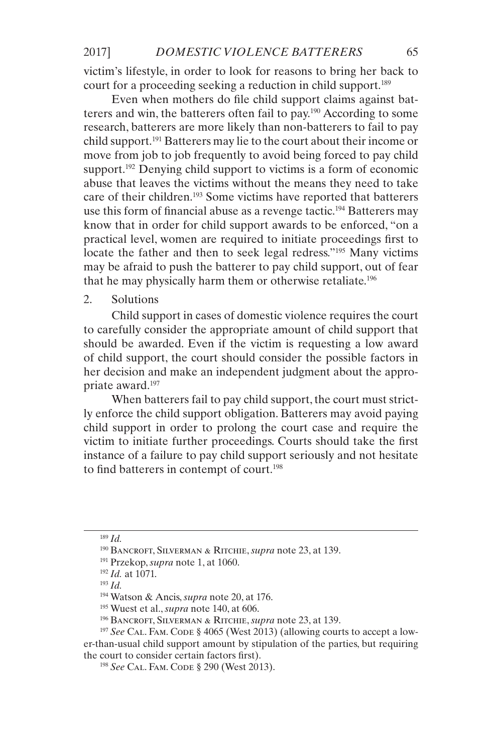victim's lifestyle, in order to look for reasons to bring her back to court for a proceeding seeking a reduction in child support.[189]

Even when mothers do file child support claims against batterers and win, the batterers often fail to pay.[190] According to some research, batterers are more likely than non-batterers to fail to pay child support.[191] Batterers may lie to the court about their income or move from job to job frequently to avoid being forced to pay child support.[192] Denying child support to victims is a form of economic abuse that leaves the victims without the means they need to take care of their children.[193] Some victims have reported that batterers use this form of financial abuse as a revenge tactic.[194] Batterers may know that in order for child support awards to be enforced, "on a practical level, women are required to initiate proceedings first to locate the father and then to seek legal redress."[195] Many victims may be afraid to push the batterer to pay child support, out of fear that he may physically harm them or otherwise retaliate.[196]

2. Solutions

Child support in cases of domestic violence requires the court to carefully consider the appropriate amount of child support that should be awarded. Even if the victim is requesting a low award of child support, the court should consider the possible factors in her decision and make an independent judgment about the appropriate award.[197]

When batterers fail to pay child support, the court must strictly enforce the child support obligation. Batterers may avoid paying child support in order to prolong the court case and require the victim to initiate further proceedings. Courts should take the first instance of a failure to pay child support seriously and not hesitate to find batterers in contempt of court.[198]

---

[189] *Id.*

[190] Bancroft, Silverman & Ritchie, *supra* note 23, at 139.

[191] Przekop, *supra* note 1, at 1060.

[192] *Id.* at 1071.

[193] *Id.*

[194] Watson & Ancis, *supra* note 20, at 176.

[195] Wuest et al., *supra* note 140, at 606.

[196] Bancroft, Silverman & Ritchie, *supra* note 23, at 139.

[197] *See* Cal. Fam. Code § 4065 (West 2013) (allowing courts to accept a lower-than-usual child support amount by stipulation of the parties, but requiring the court to consider certain factors first).

[198] *See* Cal. Fam. Code § 290 (West 2013).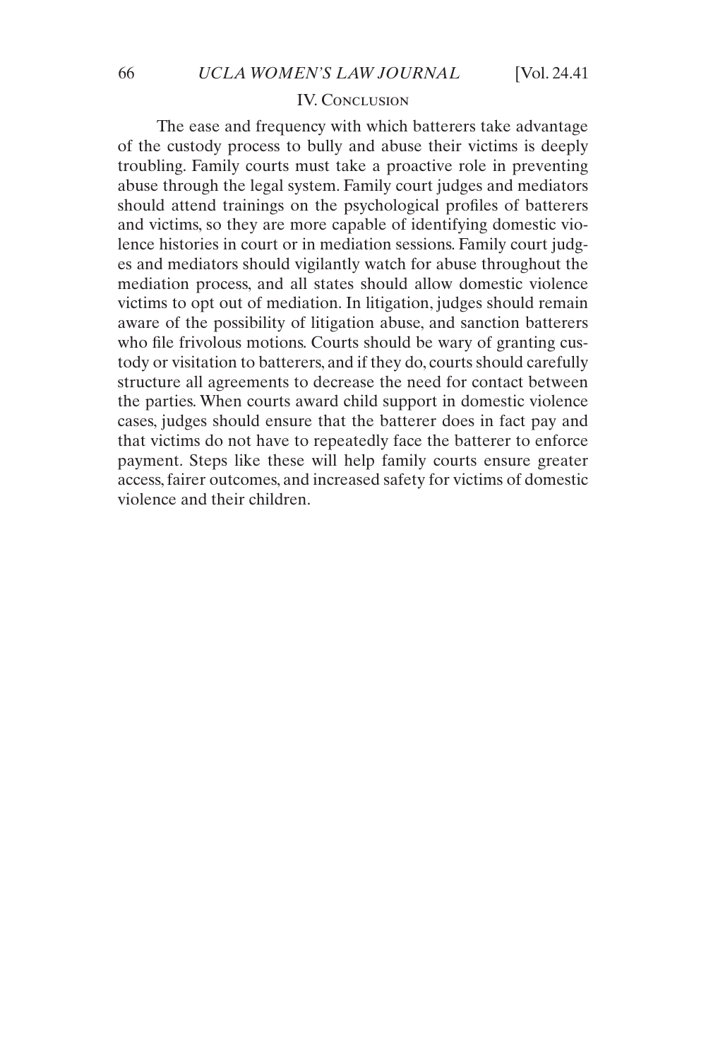## IV. Conclusion

The ease and frequency with which batterers take advantage of the custody process to bully and abuse their victims is deeply troubling. Family courts must take a proactive role in preventing abuse through the legal system. Family court judges and mediators should attend trainings on the psychological profiles of batterers and victims, so they are more capable of identifying domestic violence histories in court or in mediation sessions. Family court judges and mediators should vigilantly watch for abuse throughout the mediation process, and all states should allow domestic violence victims to opt out of mediation. In litigation, judges should remain aware of the possibility of litigation abuse, and sanction batterers who file frivolous motions. Courts should be wary of granting custody or visitation to batterers, and if they do, courts should carefully structure all agreements to decrease the need for contact between the parties. When courts award child support in domestic violence cases, judges should ensure that the batterer does in fact pay and that victims do not have to repeatedly face the batterer to enforce payment. Steps like these will help family courts ensure greater access, fairer outcomes, and increased safety for victims of domestic violence and their children.